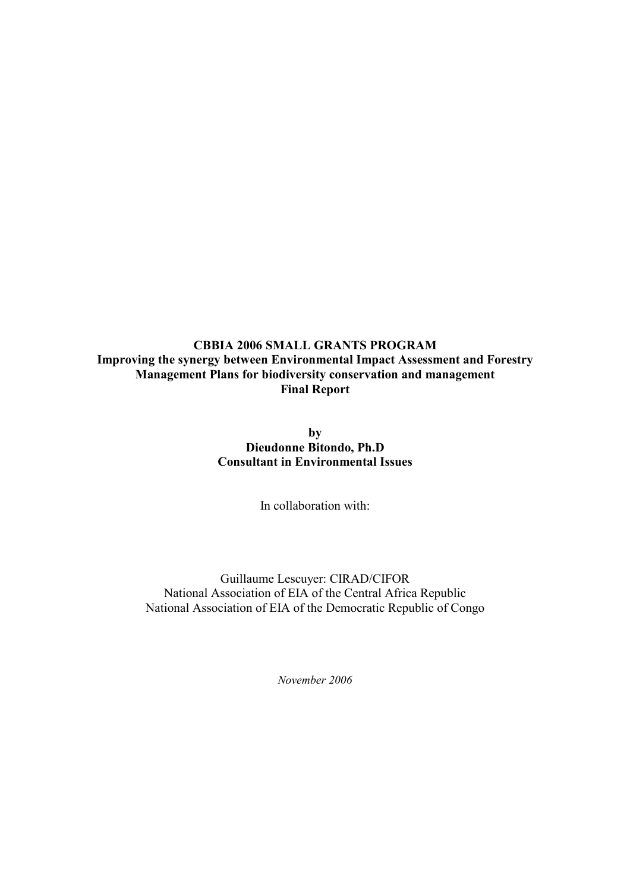**CBBIA 2006 SMALL GRANTS PROGRAM**
**Improving the synergy between Environmental Impact Assessment and Forestry Management Plans for biodiversity conservation and management**
**Final Report**

**by**
**Dieudonne Bitondo, Ph.D**
**Consultant in Environmental Issues**

In collaboration with:

Guillaume Lescuyer: CIRAD/CIFOR
National Association of EIA of the Central Africa Republic
National Association of EIA of the Democratic Republic of Congo

*November 2006*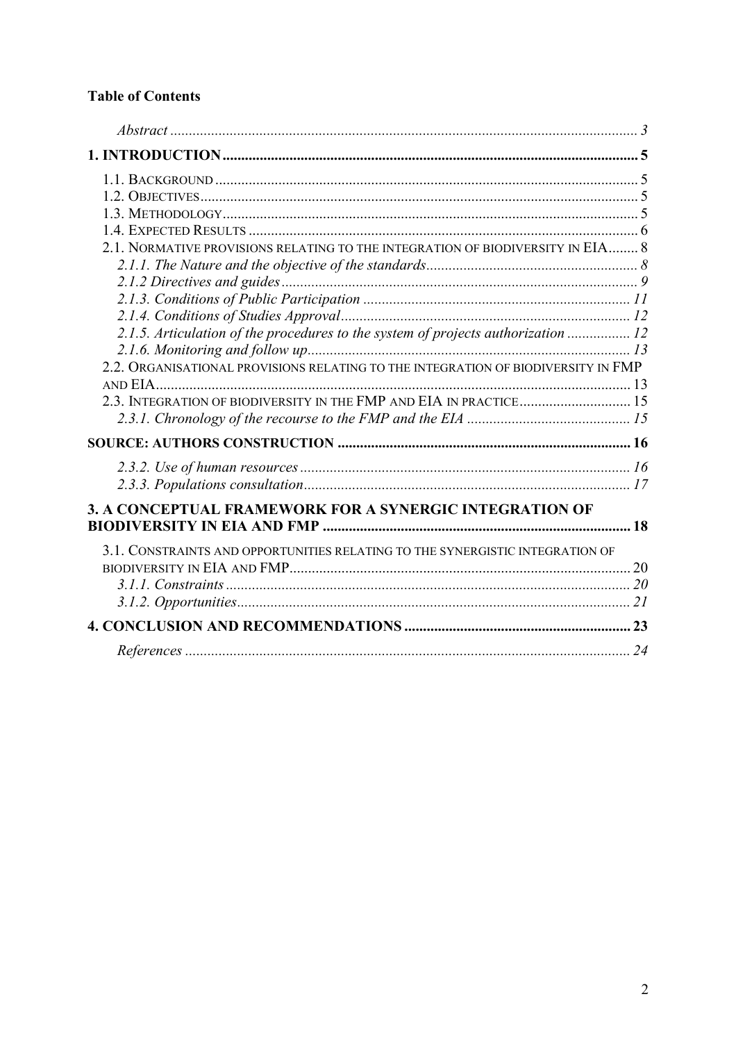**Table of Contents**

*Abstract* ............................................................................................................................ 3

**1. INTRODUCTION** ............................................................................................................ 5

1.1. BACKGROUND ................................................................................................................ 5
1.2. OBJECTIVES .................................................................................................................... 5
1.3. METHODOLOGY .............................................................................................................. 5
1.4. EXPECTED RESULTS ....................................................................................................... 6
2.1. NORMATIVE PROVISIONS RELATING TO THE INTEGRATION OF BIODIVERSITY IN EIA ........ 8
*2.1.1. The Nature and the objective of the standards* ......................................................... 8
*2.1.2 Directives and guides* ............................................................................................... 9
*2.1.3. Conditions of Public Participation* ......................................................................... 11
*2.1.4. Conditions of Studies Approval* .............................................................................. 12
*2.1.5. Articulation of the procedures to the system of projects authorization* ................. 12
*2.1.6. Monitoring and follow up* ....................................................................................... 13
2.2. ORGANISATIONAL PROVISIONS RELATING TO THE INTEGRATION OF BIODIVERSITY IN FMP AND EIA ............................................................................................................................ 13
2.3. INTEGRATION OF BIODIVERSITY IN THE FMP AND EIA IN PRACTICE .............................. 15
*2.3.1. Chronology of the recourse to the FMP and the EIA* ............................................ 15

**SOURCE: AUTHORS CONSTRUCTION** ............................................................................... 16

*2.3.2. Use of human resources* .......................................................................................... 16
*2.3.3. Populations consultation* ......................................................................................... 17

**3. A CONCEPTUAL FRAMEWORK FOR A SYNERGIC INTEGRATION OF BIODIVERSITY IN EIA AND FMP** ............................................................................................. 18

3.1. CONSTRAINTS AND OPPORTUNITIES RELATING TO THE SYNERGISTIC INTEGRATION OF BIODIVERSITY IN EIA AND FMP ............................................................................................ 20
*3.1.1. Constraints* ............................................................................................................. 20
*3.1.2. Opportunities* .......................................................................................................... 21

**4. CONCLUSION AND RECOMMENDATIONS** ............................................................. 23

*References* ........................................................................................................................ 24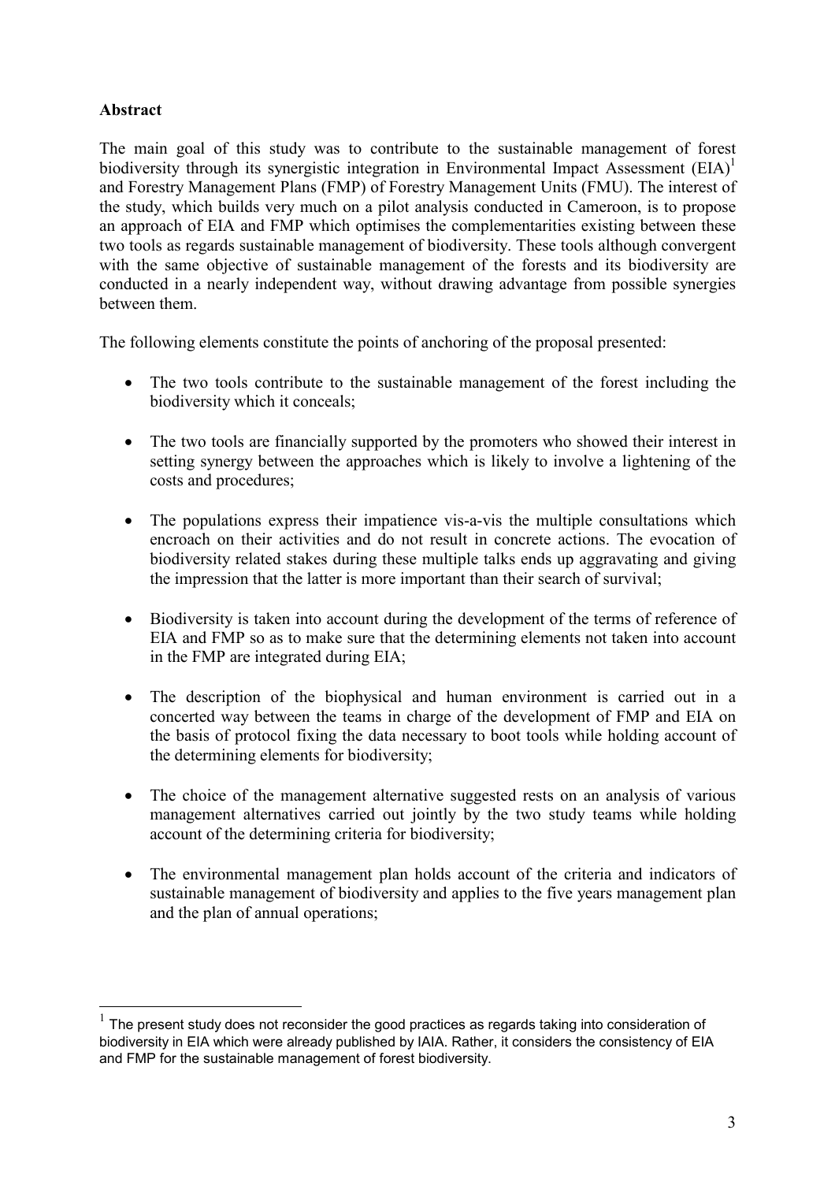## Abstract

The main goal of this study was to contribute to the sustainable management of forest biodiversity through its synergistic integration in Environmental Impact Assessment (EIA)[1] and Forestry Management Plans (FMP) of Forestry Management Units (FMU). The interest of the study, which builds very much on a pilot analysis conducted in Cameroon, is to propose an approach of EIA and FMP which optimises the complementarities existing between these two tools as regards sustainable management of biodiversity. These tools although convergent with the same objective of sustainable management of the forests and its biodiversity are conducted in a nearly independent way, without drawing advantage from possible synergies between them.

The following elements constitute the points of anchoring of the proposal presented:

- The two tools contribute to the sustainable management of the forest including the biodiversity which it conceals;
- The two tools are financially supported by the promoters who showed their interest in setting synergy between the approaches which is likely to involve a lightening of the costs and procedures;
- The populations express their impatience vis-a-vis the multiple consultations which encroach on their activities and do not result in concrete actions. The evocation of biodiversity related stakes during these multiple talks ends up aggravating and giving the impression that the latter is more important than their search of survival;
- Biodiversity is taken into account during the development of the terms of reference of EIA and FMP so as to make sure that the determining elements not taken into account in the FMP are integrated during EIA;
- The description of the biophysical and human environment is carried out in a concerted way between the teams in charge of the development of FMP and EIA on the basis of protocol fixing the data necessary to boot tools while holding account of the determining elements for biodiversity;
- The choice of the management alternative suggested rests on an analysis of various management alternatives carried out jointly by the two study teams while holding account of the determining criteria for biodiversity;
- The environmental management plan holds account of the criteria and indicators of sustainable management of biodiversity and applies to the five years management plan and the plan of annual operations;

[1] The present study does not reconsider the good practices as regards taking into consideration of biodiversity in EIA which were already published by IAIA. Rather, it considers the consistency of EIA and FMP for the sustainable management of forest biodiversity.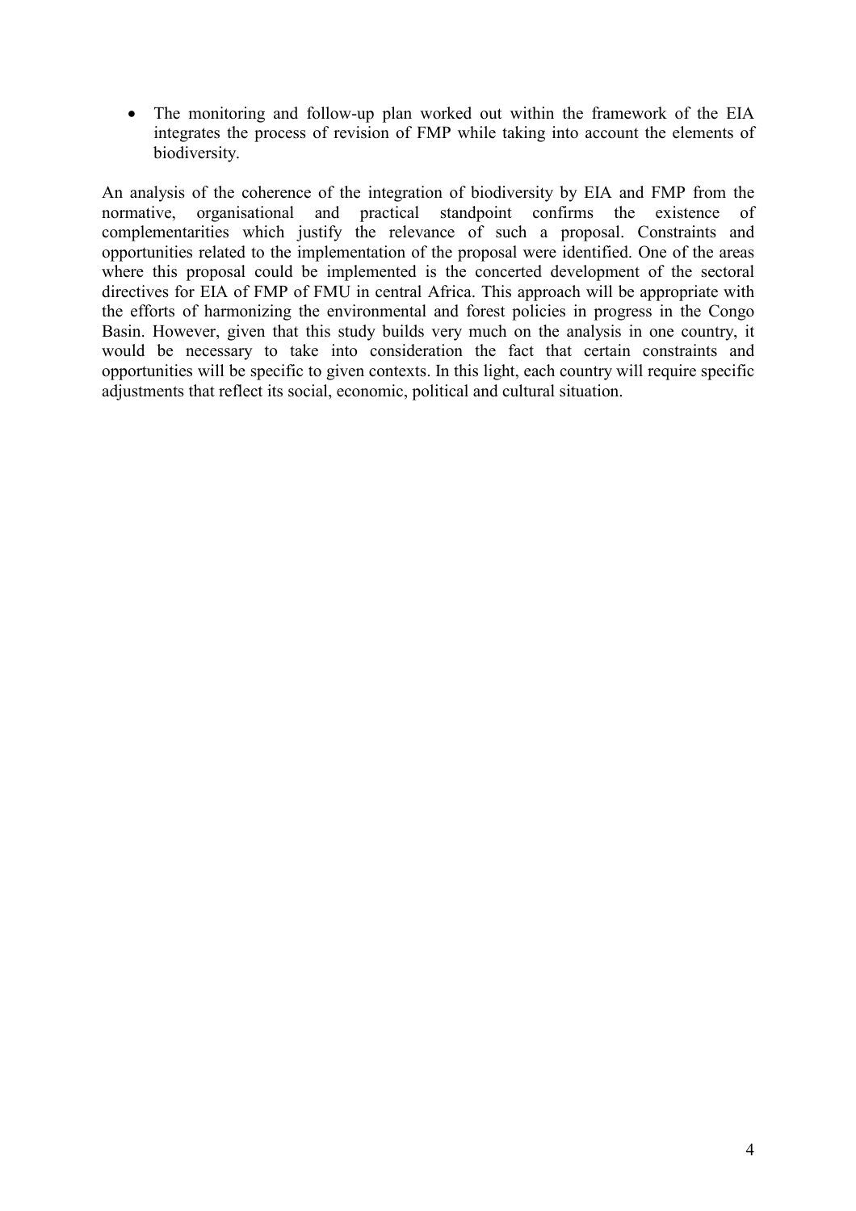- The monitoring and follow-up plan worked out within the framework of the EIA integrates the process of revision of FMP while taking into account the elements of biodiversity.

An analysis of the coherence of the integration of biodiversity by EIA and FMP from the normative, organisational and practical standpoint confirms the existence of complementarities which justify the relevance of such a proposal. Constraints and opportunities related to the implementation of the proposal were identified. One of the areas where this proposal could be implemented is the concerted development of the sectoral directives for EIA of FMP of FMU in central Africa. This approach will be appropriate with the efforts of harmonizing the environmental and forest policies in progress in the Congo Basin. However, given that this study builds very much on the analysis in one country, it would be necessary to take into consideration the fact that certain constraints and opportunities will be specific to given contexts. In this light, each country will require specific adjustments that reflect its social, economic, political and cultural situation.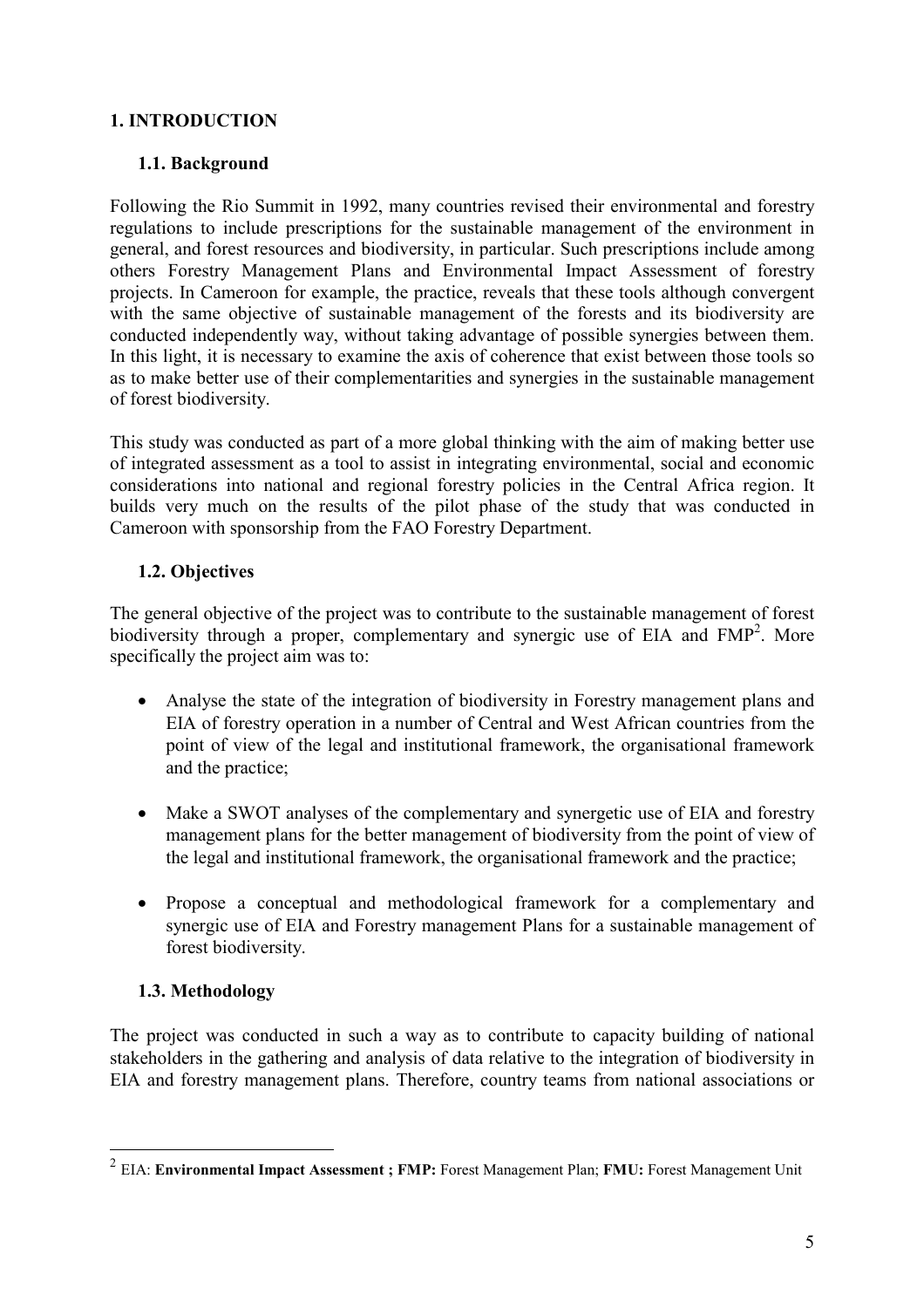# 1. INTRODUCTION

## 1.1. Background

Following the Rio Summit in 1992, many countries revised their environmental and forestry regulations to include prescriptions for the sustainable management of the environment in general, and forest resources and biodiversity, in particular. Such prescriptions include among others Forestry Management Plans and Environmental Impact Assessment of forestry projects. In Cameroon for example, the practice, reveals that these tools although convergent with the same objective of sustainable management of the forests and its biodiversity are conducted independently way, without taking advantage of possible synergies between them. In this light, it is necessary to examine the axis of coherence that exist between those tools so as to make better use of their complementarities and synergies in the sustainable management of forest biodiversity.

This study was conducted as part of a more global thinking with the aim of making better use of integrated assessment as a tool to assist in integrating environmental, social and economic considerations into national and regional forestry policies in the Central Africa region. It builds very much on the results of the pilot phase of the study that was conducted in Cameroon with sponsorship from the FAO Forestry Department.

## 1.2. Objectives

The general objective of the project was to contribute to the sustainable management of forest biodiversity through a proper, complementary and synergic use of EIA and FMP[2]. More specifically the project aim was to:

- Analyse the state of the integration of biodiversity in Forestry management plans and EIA of forestry operation in a number of Central and West African countries from the point of view of the legal and institutional framework, the organisational framework and the practice;
- Make a SWOT analyses of the complementary and synergetic use of EIA and forestry management plans for the better management of biodiversity from the point of view of the legal and institutional framework, the organisational framework and the practice;
- Propose a conceptual and methodological framework for a complementary and synergic use of EIA and Forestry management Plans for a sustainable management of forest biodiversity.

## 1.3. Methodology

The project was conducted in such a way as to contribute to capacity building of national stakeholders in the gathering and analysis of data relative to the integration of biodiversity in EIA and forestry management plans. Therefore, country teams from national associations or

---

[2] EIA: **Environmental Impact Assessment ; FMP:** Forest Management Plan; **FMU:** Forest Management Unit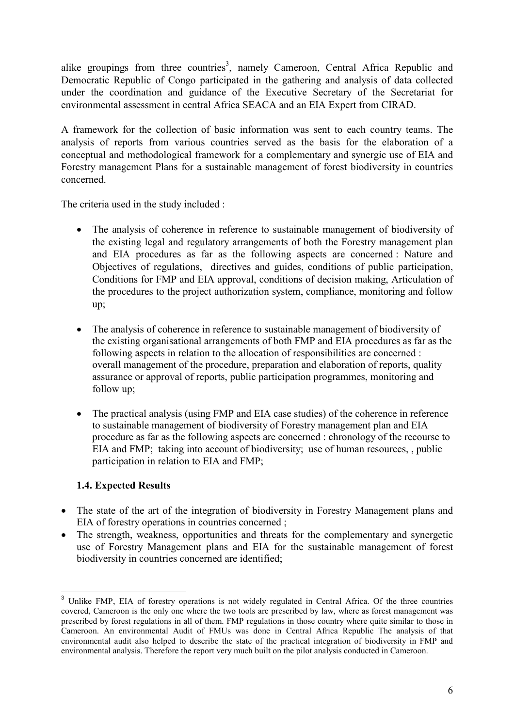alike groupings from three countries[3], namely Cameroon, Central Africa Republic and Democratic Republic of Congo participated in the gathering and analysis of data collected under the coordination and guidance of the Executive Secretary of the Secretariat for environmental assessment in central Africa SEACA and an EIA Expert from CIRAD.

A framework for the collection of basic information was sent to each country teams. The analysis of reports from various countries served as the basis for the elaboration of a conceptual and methodological framework for a complementary and synergic use of EIA and Forestry management Plans for a sustainable management of forest biodiversity in countries concerned.

The criteria used in the study included :

- The analysis of coherence in reference to sustainable management of biodiversity of the existing legal and regulatory arrangements of both the Forestry management plan and EIA procedures as far as the following aspects are concerned : Nature and Objectives of regulations, directives and guides, conditions of public participation, Conditions for FMP and EIA approval, conditions of decision making, Articulation of the procedures to the project authorization system, compliance, monitoring and follow up;
- The analysis of coherence in reference to sustainable management of biodiversity of the existing organisational arrangements of both FMP and EIA procedures as far as the following aspects in relation to the allocation of responsibilities are concerned : overall management of the procedure, preparation and elaboration of reports, quality assurance or approval of reports, public participation programmes, monitoring and follow up;
- The practical analysis (using FMP and EIA case studies) of the coherence in reference to sustainable management of biodiversity of Forestry management plan and EIA procedure as far as the following aspects are concerned : chronology of the recourse to EIA and FMP; taking into account of biodiversity; use of human resources, , public participation in relation to EIA and FMP;

### 1.4. Expected Results

- The state of the art of the integration of biodiversity in Forestry Management plans and EIA of forestry operations in countries concerned ;
- The strength, weakness, opportunities and threats for the complementary and synergetic use of Forestry Management plans and EIA for the sustainable management of forest biodiversity in countries concerned are identified;

---

[3] Unlike FMP, EIA of forestry operations is not widely regulated in Central Africa. Of the three countries covered, Cameroon is the only one where the two tools are prescribed by law, where as forest management was prescribed by forest regulations in all of them. FMP regulations in those country where quite similar to those in Cameroon. An environmental Audit of FMUs was done in Central Africa Republic The analysis of that environmental audit also helped to describe the state of the practical integration of biodiversity in FMP and environmental analysis. Therefore the report very much built on the pilot analysis conducted in Cameroon.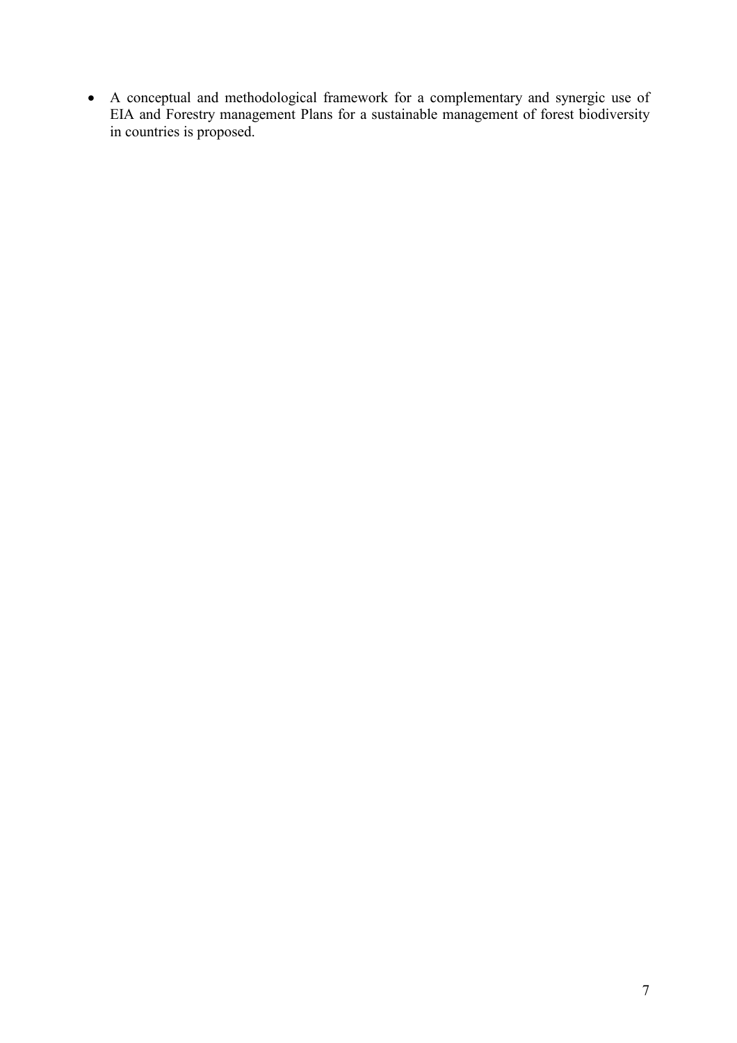- A conceptual and methodological framework for a complementary and synergic use of EIA and Forestry management Plans for a sustainable management of forest biodiversity in countries is proposed.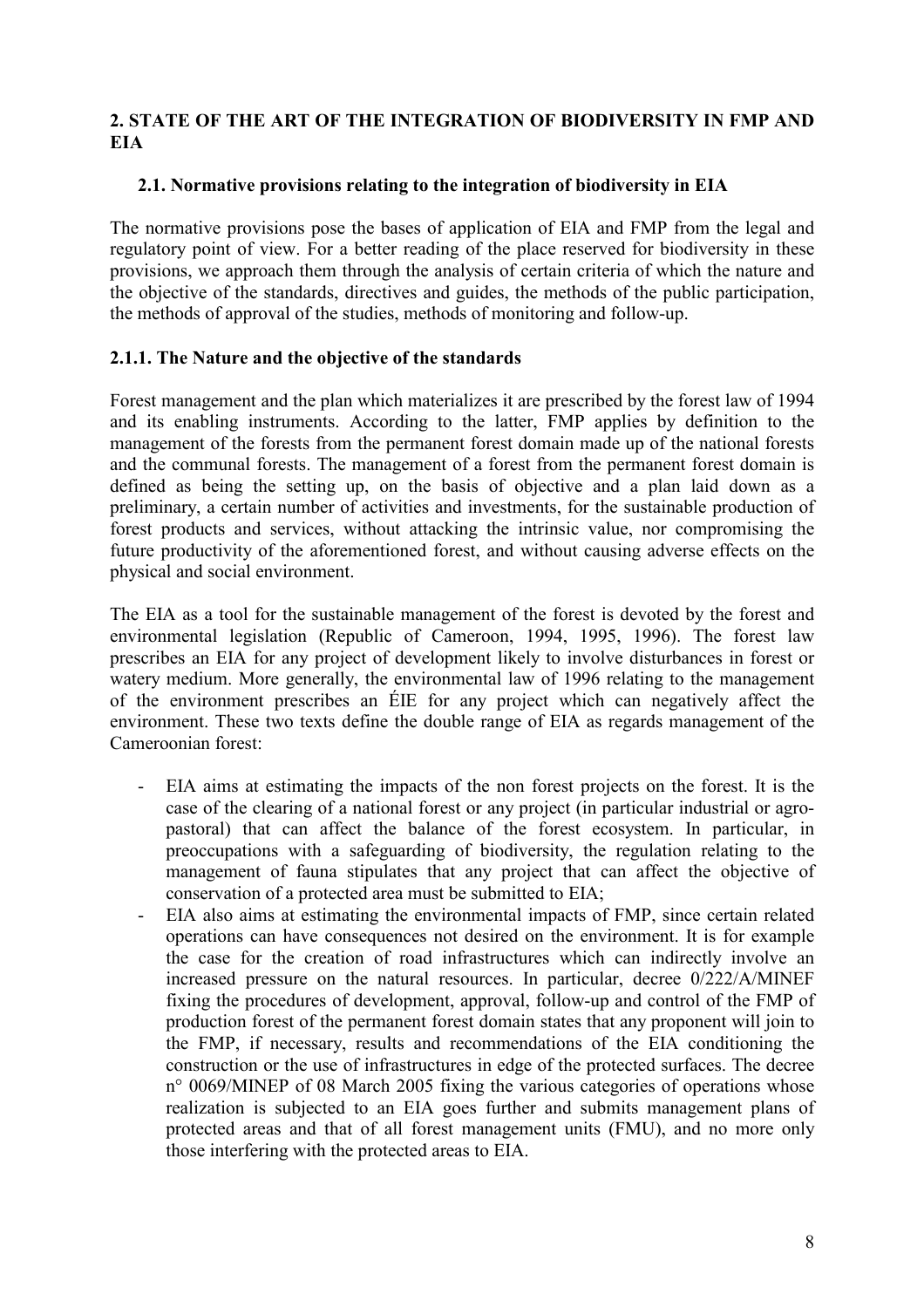## 2. STATE OF THE ART OF THE INTEGRATION OF BIODIVERSITY IN FMP AND EIA

### 2.1. Normative provisions relating to the integration of biodiversity in EIA

The normative provisions pose the bases of application of EIA and FMP from the legal and regulatory point of view. For a better reading of the place reserved for biodiversity in these provisions, we approach them through the analysis of certain criteria of which the nature and the objective of the standards, directives and guides, the methods of the public participation, the methods of approval of the studies, methods of monitoring and follow-up.

#### 2.1.1. The Nature and the objective of the standards

Forest management and the plan which materializes it are prescribed by the forest law of 1994 and its enabling instruments. According to the latter, FMP applies by definition to the management of the forests from the permanent forest domain made up of the national forests and the communal forests. The management of a forest from the permanent forest domain is defined as being the setting up, on the basis of objective and a plan laid down as a preliminary, a certain number of activities and investments, for the sustainable production of forest products and services, without attacking the intrinsic value, nor compromising the future productivity of the aforementioned forest, and without causing adverse effects on the physical and social environment.

The EIA as a tool for the sustainable management of the forest is devoted by the forest and environmental legislation (Republic of Cameroon, 1994, 1995, 1996). The forest law prescribes an EIA for any project of development likely to involve disturbances in forest or watery medium. More generally, the environmental law of 1996 relating to the management of the environment prescribes an ÉIE for any project which can negatively affect the environment. These two texts define the double range of EIA as regards management of the Cameroonian forest:

- EIA aims at estimating the impacts of the non forest projects on the forest. It is the case of the clearing of a national forest or any project (in particular industrial or agro-pastoral) that can affect the balance of the forest ecosystem. In particular, in preoccupations with a safeguarding of biodiversity, the regulation relating to the management of fauna stipulates that any project that can affect the objective of conservation of a protected area must be submitted to EIA;
- EIA also aims at estimating the environmental impacts of FMP, since certain related operations can have consequences not desired on the environment. It is for example the case for the creation of road infrastructures which can indirectly involve an increased pressure on the natural resources. In particular, decree 0/222/A/MINEF fixing the procedures of development, approval, follow-up and control of the FMP of production forest of the permanent forest domain states that any proponent will join to the FMP, if necessary, results and recommendations of the EIA conditioning the construction or the use of infrastructures in edge of the protected surfaces. The decree n° 0069/MINEP of 08 March 2005 fixing the various categories of operations whose realization is subjected to an EIA goes further and submits management plans of protected areas and that of all forest management units (FMU), and no more only those interfering with the protected areas to EIA.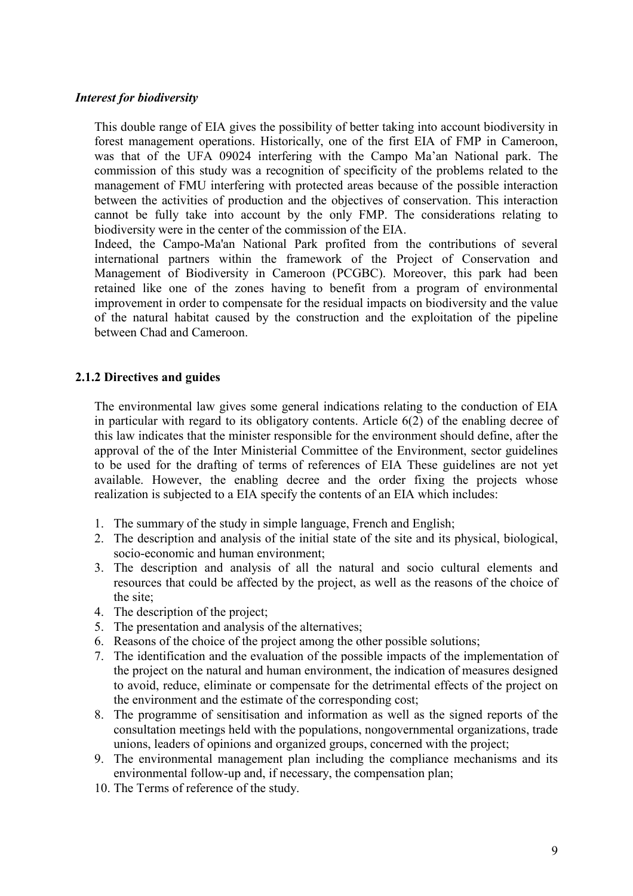***Interest for biodiversity***

This double range of EIA gives the possibility of better taking into account biodiversity in forest management operations. Historically, one of the first EIA of FMP in Cameroon, was that of the UFA 09024 interfering with the Campo Ma'an National park. The commission of this study was a recognition of specificity of the problems related to the management of FMU interfering with protected areas because of the possible interaction between the activities of production and the objectives of conservation. This interaction cannot be fully take into account by the only FMP. The considerations relating to biodiversity were in the center of the commission of the EIA.

Indeed, the Campo-Ma'an National Park profited from the contributions of several international partners within the framework of the Project of Conservation and Management of Biodiversity in Cameroon (PCGBC). Moreover, this park had been retained like one of the zones having to benefit from a program of environmental improvement in order to compensate for the residual impacts on biodiversity and the value of the natural habitat caused by the construction and the exploitation of the pipeline between Chad and Cameroon.

### 2.1.2 Directives and guides

The environmental law gives some general indications relating to the conduction of EIA in particular with regard to its obligatory contents. Article 6(2) of the enabling decree of this law indicates that the minister responsible for the environment should define, after the approval of the of the Inter Ministerial Committee of the Environment, sector guidelines to be used for the drafting of terms of references of EIA These guidelines are not yet available. However, the enabling decree and the order fixing the projects whose realization is subjected to a EIA specify the contents of an EIA which includes:

1. The summary of the study in simple language, French and English;
2. The description and analysis of the initial state of the site and its physical, biological, socio-economic and human environment;
3. The description and analysis of all the natural and socio cultural elements and resources that could be affected by the project, as well as the reasons of the choice of the site;
4. The description of the project;
5. The presentation and analysis of the alternatives;
6. Reasons of the choice of the project among the other possible solutions;
7. The identification and the evaluation of the possible impacts of the implementation of the project on the natural and human environment, the indication of measures designed to avoid, reduce, eliminate or compensate for the detrimental effects of the project on the environment and the estimate of the corresponding cost;
8. The programme of sensitisation and information as well as the signed reports of the consultation meetings held with the populations, nongovernmental organizations, trade unions, leaders of opinions and organized groups, concerned with the project;
9. The environmental management plan including the compliance mechanisms and its environmental follow-up and, if necessary, the compensation plan;
10. The Terms of reference of the study.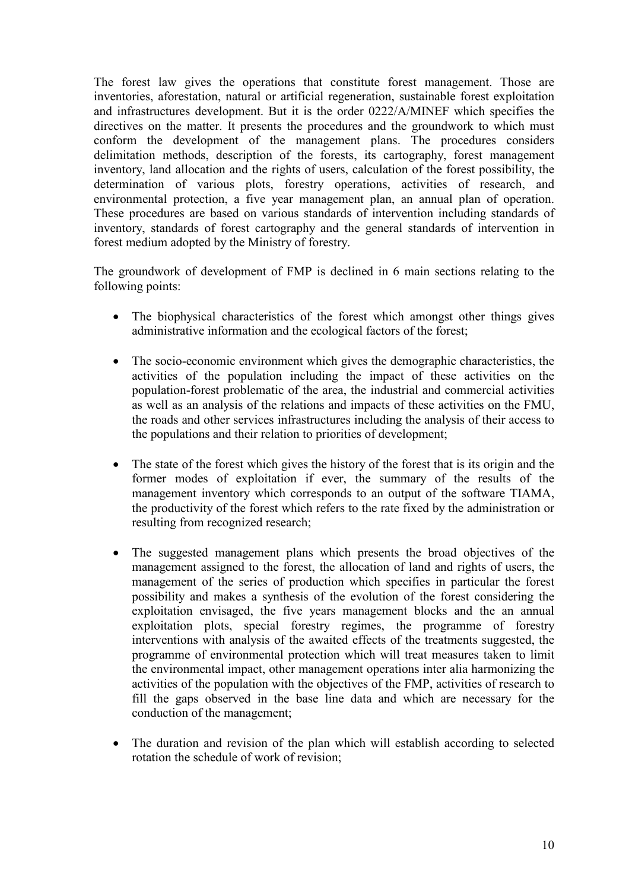The forest law gives the operations that constitute forest management. Those are inventories, aforestation, natural or artificial regeneration, sustainable forest exploitation and infrastructures development. But it is the order 0222/A/MINEF which specifies the directives on the matter. It presents the procedures and the groundwork to which must conform the development of the management plans. The procedures considers delimitation methods, description of the forests, its cartography, forest management inventory, land allocation and the rights of users, calculation of the forest possibility, the determination of various plots, forestry operations, activities of research, and environmental protection, a five year management plan, an annual plan of operation. These procedures are based on various standards of intervention including standards of inventory, standards of forest cartography and the general standards of intervention in forest medium adopted by the Ministry of forestry.

The groundwork of development of FMP is declined in 6 main sections relating to the following points:

- The biophysical characteristics of the forest which amongst other things gives administrative information and the ecological factors of the forest;

- The socio-economic environment which gives the demographic characteristics, the activities of the population including the impact of these activities on the population-forest problematic of the area, the industrial and commercial activities as well as an analysis of the relations and impacts of these activities on the FMU, the roads and other services infrastructures including the analysis of their access to the populations and their relation to priorities of development;

- The state of the forest which gives the history of the forest that is its origin and the former modes of exploitation if ever, the summary of the results of the management inventory which corresponds to an output of the software TIAMA, the productivity of the forest which refers to the rate fixed by the administration or resulting from recognized research;

- The suggested management plans which presents the broad objectives of the management assigned to the forest, the allocation of land and rights of users, the management of the series of production which specifies in particular the forest possibility and makes a synthesis of the evolution of the forest considering the exploitation envisaged, the five years management blocks and the an annual exploitation plots, special forestry regimes, the programme of forestry interventions with analysis of the awaited effects of the treatments suggested, the programme of environmental protection which will treat measures taken to limit the environmental impact, other management operations inter alia harmonizing the activities of the population with the objectives of the FMP, activities of research to fill the gaps observed in the base line data and which are necessary for the conduction of the management;

- The duration and revision of the plan which will establish according to selected rotation the schedule of work of revision;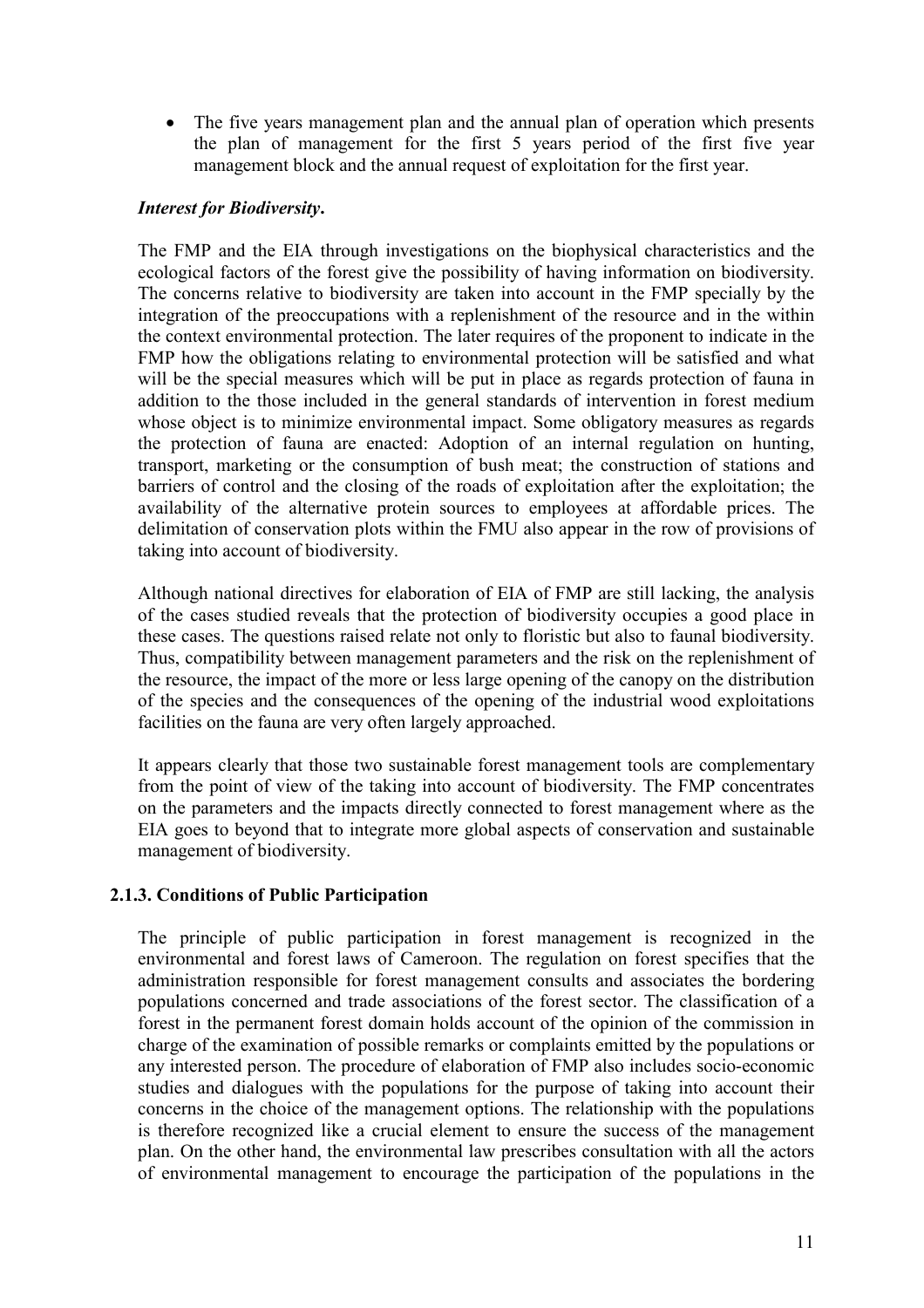- The five years management plan and the annual plan of operation which presents the plan of management for the first 5 years period of the first five year management block and the annual request of exploitation for the first year.

***Interest for Biodiversity.***

The FMP and the EIA through investigations on the biophysical characteristics and the ecological factors of the forest give the possibility of having information on biodiversity. The concerns relative to biodiversity are taken into account in the FMP specially by the integration of the preoccupations with a replenishment of the resource and in the within the context environmental protection. The later requires of the proponent to indicate in the FMP how the obligations relating to environmental protection will be satisfied and what will be the special measures which will be put in place as regards protection of fauna in addition to the those included in the general standards of intervention in forest medium whose object is to minimize environmental impact. Some obligatory measures as regards the protection of fauna are enacted: Adoption of an internal regulation on hunting, transport, marketing or the consumption of bush meat; the construction of stations and barriers of control and the closing of the roads of exploitation after the exploitation; the availability of the alternative protein sources to employees at affordable prices. The delimitation of conservation plots within the FMU also appear in the row of provisions of taking into account of biodiversity.

Although national directives for elaboration of EIA of FMP are still lacking, the analysis of the cases studied reveals that the protection of biodiversity occupies a good place in these cases. The questions raised relate not only to floristic but also to faunal biodiversity. Thus, compatibility between management parameters and the risk on the replenishment of the resource, the impact of the more or less large opening of the canopy on the distribution of the species and the consequences of the opening of the industrial wood exploitations facilities on the fauna are very often largely approached.

It appears clearly that those two sustainable forest management tools are complementary from the point of view of the taking into account of biodiversity. The FMP concentrates on the parameters and the impacts directly connected to forest management where as the EIA goes to beyond that to integrate more global aspects of conservation and sustainable management of biodiversity.

### 2.1.3. Conditions of Public Participation

The principle of public participation in forest management is recognized in the environmental and forest laws of Cameroon. The regulation on forest specifies that the administration responsible for forest management consults and associates the bordering populations concerned and trade associations of the forest sector. The classification of a forest in the permanent forest domain holds account of the opinion of the commission in charge of the examination of possible remarks or complaints emitted by the populations or any interested person. The procedure of elaboration of FMP also includes socio-economic studies and dialogues with the populations for the purpose of taking into account their concerns in the choice of the management options. The relationship with the populations is therefore recognized like a crucial element to ensure the success of the management plan. On the other hand, the environmental law prescribes consultation with all the actors of environmental management to encourage the participation of the populations in the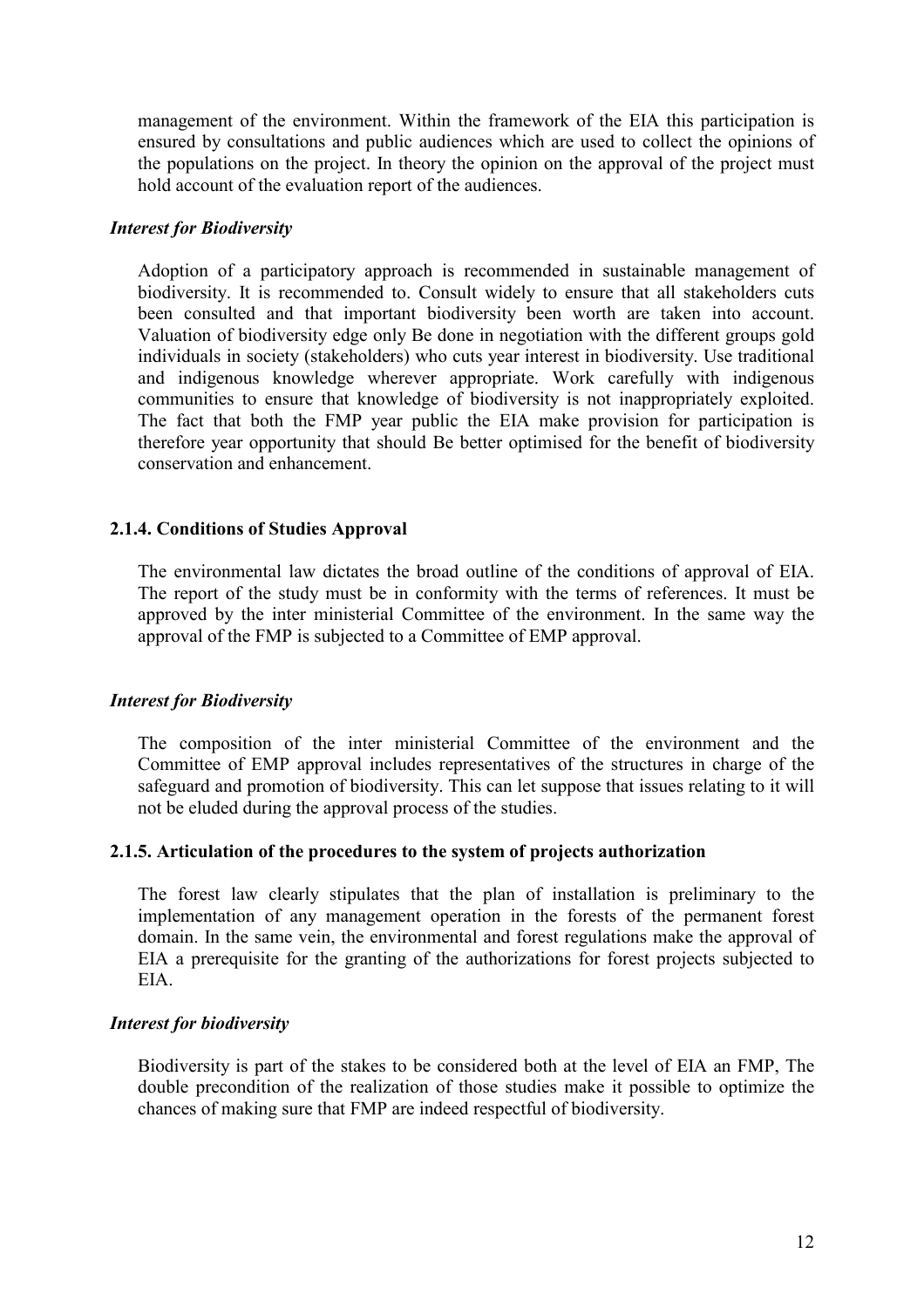management of the environment. Within the framework of the EIA this participation is ensured by consultations and public audiences which are used to collect the opinions of the populations on the project. In theory the opinion on the approval of the project must hold account of the evaluation report of the audiences.

***Interest for Biodiversity***

Adoption of a participatory approach is recommended in sustainable management of biodiversity. It is recommended to. Consult widely to ensure that all stakeholders cuts been consulted and that important biodiversity been worth are taken into account. Valuation of biodiversity edge only Be done in negotiation with the different groups gold individuals in society (stakeholders) who cuts year interest in biodiversity. Use traditional and indigenous knowledge wherever appropriate. Work carefully with indigenous communities to ensure that knowledge of biodiversity is not inappropriately exploited. The fact that both the FMP year public the EIA make provision for participation is therefore year opportunity that should Be better optimised for the benefit of biodiversity conservation and enhancement.

**2.1.4. Conditions of Studies Approval**

The environmental law dictates the broad outline of the conditions of approval of EIA. The report of the study must be in conformity with the terms of references. It must be approved by the inter ministerial Committee of the environment. In the same way the approval of the FMP is subjected to a Committee of EMP approval.

***Interest for Biodiversity***

The composition of the inter ministerial Committee of the environment and the Committee of EMP approval includes representatives of the structures in charge of the safeguard and promotion of biodiversity. This can let suppose that issues relating to it will not be eluded during the approval process of the studies.

**2.1.5. Articulation of the procedures to the system of projects authorization**

The forest law clearly stipulates that the plan of installation is preliminary to the implementation of any management operation in the forests of the permanent forest domain. In the same vein, the environmental and forest regulations make the approval of EIA a prerequisite for the granting of the authorizations for forest projects subjected to EIA.

***Interest for biodiversity***

Biodiversity is part of the stakes to be considered both at the level of EIA an FMP, The double precondition of the realization of those studies make it possible to optimize the chances of making sure that FMP are indeed respectful of biodiversity.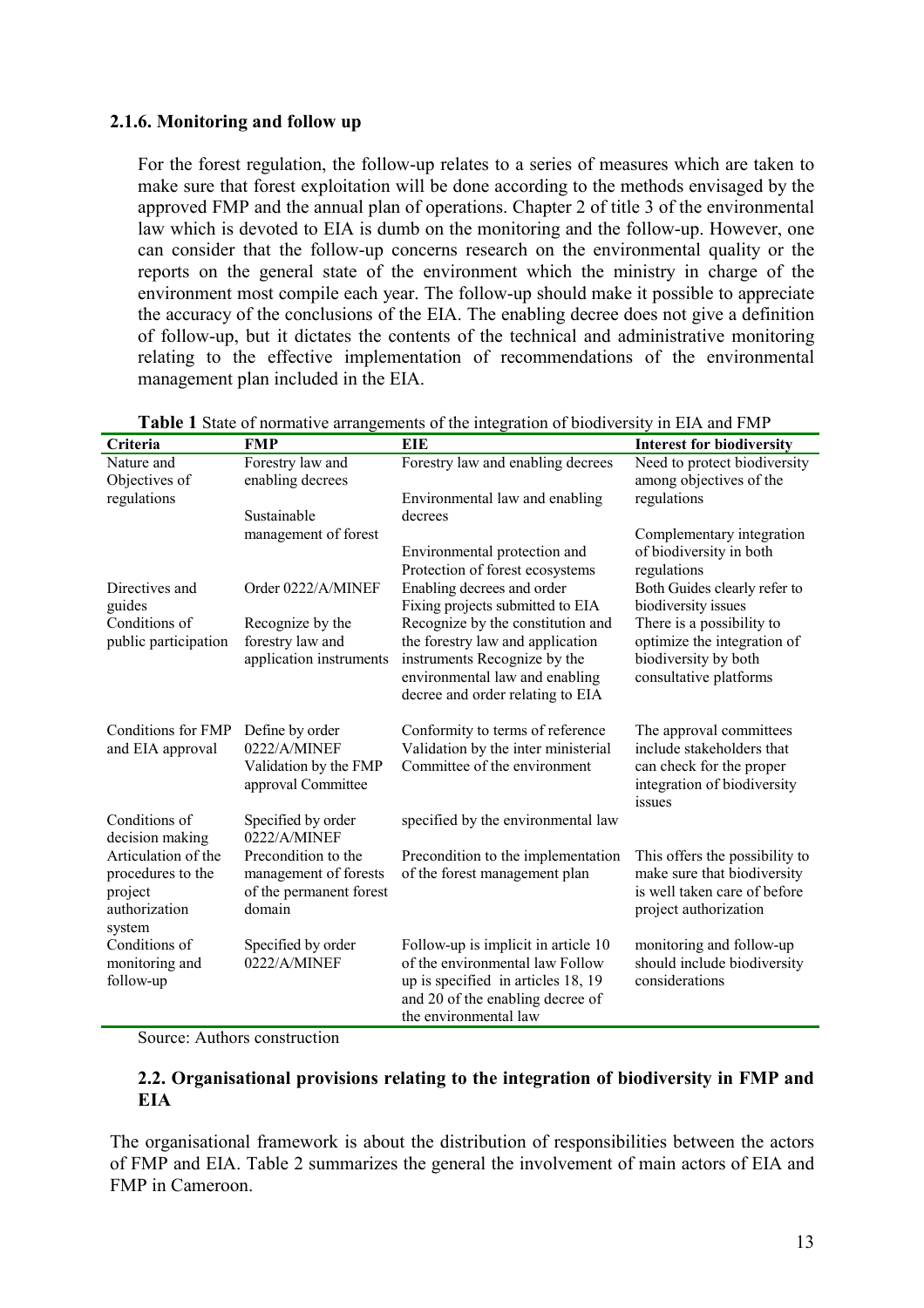### 2.1.6. Monitoring and follow up

For the forest regulation, the follow-up relates to a series of measures which are taken to make sure that forest exploitation will be done according to the methods envisaged by the approved FMP and the annual plan of operations. Chapter 2 of title 3 of the environmental law which is devoted to EIA is dumb on the monitoring and the follow-up. However, one can consider that the follow-up concerns research on the environmental quality or the reports on the general state of the environment which the ministry in charge of the environment most compile each year. The follow-up should make it possible to appreciate the accuracy of the conclusions of the EIA. The enabling decree does not give a definition of follow-up, but it dictates the contents of the technical and administrative monitoring relating to the effective implementation of recommendations of the environmental management plan included in the EIA.

**Table 1** State of normative arrangements of the integration of biodiversity in EIA and FMP

| Criteria | FMP | EIE | Interest for biodiversity |
|---|---|---|---|
| Nature and Objectives of regulations | Forestry law and enabling decrees<br><br>Sustainable management of forest | Forestry law and enabling decrees<br><br>Environmental law and enabling decrees<br><br>Environmental protection and Protection of forest ecosystems | Need to protect biodiversity among objectives of the regulations<br><br>Complementary integration of biodiversity in both regulations |
| Directives and guides | Order 0222/A/MINEF | Enabling decrees and order Fixing projects submitted to EIA | Both Guides clearly refer to biodiversity issues |
| Conditions of public participation | Recognize by the forestry law and application instruments | Recognize by the constitution and the forestry law and application instruments Recognize by the environmental law and enabling decree and order relating to EIA | There is a possibility to optimize the integration of biodiversity by both consultative platforms |
| Conditions for FMP and EIA approval | Define by order 0222/A/MINEF Validation by the FMP approval Committee | Conformity to terms of reference Validation by the inter ministerial Committee of the environment | The approval committees include stakeholders that can check for the proper integration of biodiversity issues |
| Conditions of decision making | Specified by order 0222/A/MINEF | specified by the environmental law | |
| Articulation of the procedures to the project authorization system | Precondition to the management of forests of the permanent forest domain | Precondition to the implementation of the forest management plan | This offers the possibility to make sure that biodiversity is well taken care of before project authorization |
| Conditions of monitoring and follow-up | Specified by order 0222/A/MINEF | Follow-up is implicit in article 10 of the environmental law Follow up is specified in articles 18, 19 and 20 of the enabling decree of the environmental law | monitoring and follow-up should include biodiversity considerations |

Source: Authors construction

## 2.2. Organisational provisions relating to the integration of biodiversity in FMP and EIA

The organisational framework is about the distribution of responsibilities between the actors of FMP and EIA. Table 2 summarizes the general the involvement of main actors of EIA and FMP in Cameroon.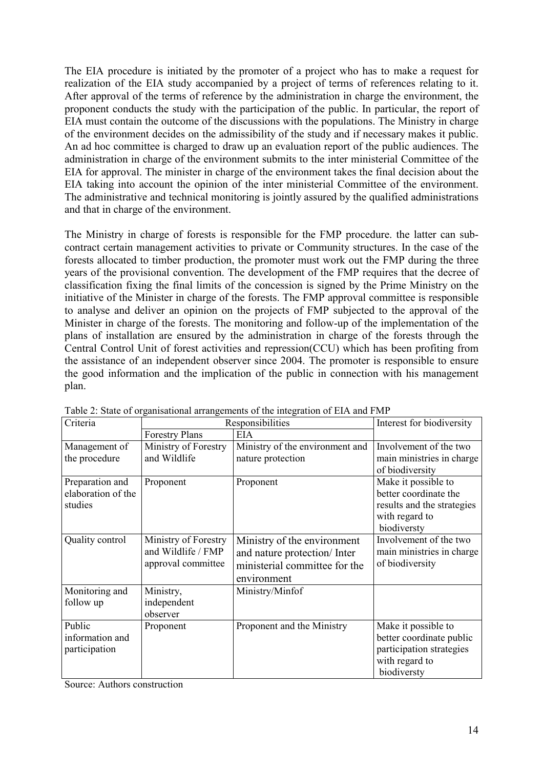The EIA procedure is initiated by the promoter of a project who has to make a request for realization of the EIA study accompanied by a project of terms of references relating to it. After approval of the terms of reference by the administration in charge the environment, the proponent conducts the study with the participation of the public. In particular, the report of EIA must contain the outcome of the discussions with the populations. The Ministry in charge of the environment decides on the admissibility of the study and if necessary makes it public. An ad hoc committee is charged to draw up an evaluation report of the public audiences. The administration in charge of the environment submits to the inter ministerial Committee of the EIA for approval. The minister in charge of the environment takes the final decision about the EIA taking into account the opinion of the inter ministerial Committee of the environment. The administrative and technical monitoring is jointly assured by the qualified administrations and that in charge of the environment.

The Ministry in charge of forests is responsible for the FMP procedure. the latter can sub-contract certain management activities to private or Community structures. In the case of the forests allocated to timber production, the promoter must work out the FMP during the three years of the provisional convention. The development of the FMP requires that the decree of classification fixing the final limits of the concession is signed by the Prime Ministry on the initiative of the Minister in charge of the forests. The FMP approval committee is responsible to analyse and deliver an opinion on the projects of FMP subjected to the approval of the Minister in charge of the forests. The monitoring and follow-up of the implementation of the plans of installation are ensured by the administration in charge of the forests through the Central Control Unit of forest activities and repression(CCU) which has been profiting from the assistance of an independent observer since 2004. The promoter is responsible to ensure the good information and the implication of the public in connection with his management plan.

Table 2: State of organisational arrangements of the integration of EIA and FMP

| Criteria | Responsibilities | | Interest for biodiversity |
|---|---|---|---|
| | Forestry Plans | EIA | |
| Management of the procedure | Ministry of Forestry and Wildlife | Ministry of the environment and nature protection | Involvement of the two main ministries in charge of biodiversity |
| Preparation and elaboration of the studies | Proponent | Proponent | Make it possible to better coordinate the results and the strategies with regard to biodiversty |
| Quality control | Ministry of Forestry and Wildlife / FMP approval committee | Ministry of the environment and nature protection/ Inter ministerial committee for the environment | Involvement of the two main ministries in charge of biodiversity |
| Monitoring and follow up | Ministry, independent observer | Ministry/Minfof | |
| Public information and participation | Proponent | Proponent and the Ministry | Make it possible to better coordinate public participation strategies with regard to biodiversty |

Source: Authors construction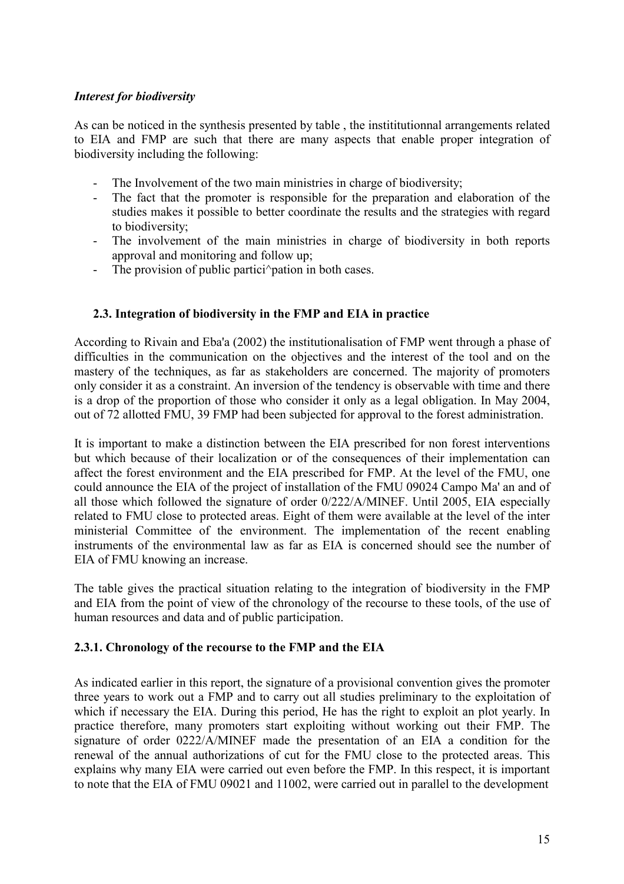### *Interest for biodiversity*

As can be noticed in the synthesis presented by table , the instititutionnal arrangements related to EIA and FMP are such that there are many aspects that enable proper integration of biodiversity including the following:

- The Involvement of the two main ministries in charge of biodiversity;
- The fact that the promoter is responsible for the preparation and elaboration of the studies makes it possible to better coordinate the results and the strategies with regard to biodiversity;
- The involvement of the main ministries in charge of biodiversity in both reports approval and monitoring and follow up;
- The provision of public partici^pation in both cases.

## 2.3. Integration of biodiversity in the FMP and EIA in practice

According to Rivain and Eba'a (2002) the institutionalisation of FMP went through a phase of difficulties in the communication on the objectives and the interest of the tool and on the mastery of the techniques, as far as stakeholders are concerned. The majority of promoters only consider it as a constraint. An inversion of the tendency is observable with time and there is a drop of the proportion of those who consider it only as a legal obligation. In May 2004, out of 72 allotted FMU, 39 FMP had been subjected for approval to the forest administration.

It is important to make a distinction between the EIA prescribed for non forest interventions but which because of their localization or of the consequences of their implementation can affect the forest environment and the EIA prescribed for FMP. At the level of the FMU, one could announce the EIA of the project of installation of the FMU 09024 Campo Ma' an and of all those which followed the signature of order 0/222/A/MINEF. Until 2005, EIA especially related to FMU close to protected areas. Eight of them were available at the level of the inter ministerial Committee of the environment. The implementation of the recent enabling instruments of the environmental law as far as EIA is concerned should see the number of EIA of FMU knowing an increase.

The table gives the practical situation relating to the integration of biodiversity in the FMP and EIA from the point of view of the chronology of the recourse to these tools, of the use of human resources and data and of public participation.

### 2.3.1. Chronology of the recourse to the FMP and the EIA

As indicated earlier in this report, the signature of a provisional convention gives the promoter three years to work out a FMP and to carry out all studies preliminary to the exploitation of which if necessary the EIA. During this period, He has the right to exploit an plot yearly. In practice therefore, many promoters start exploiting without working out their FMP. The signature of order 0222/A/MINEF made the presentation of an EIA a condition for the renewal of the annual authorizations of cut for the FMU close to the protected areas. This explains why many EIA were carried out even before the FMP. In this respect, it is important to note that the EIA of FMU 09021 and 11002, were carried out in parallel to the development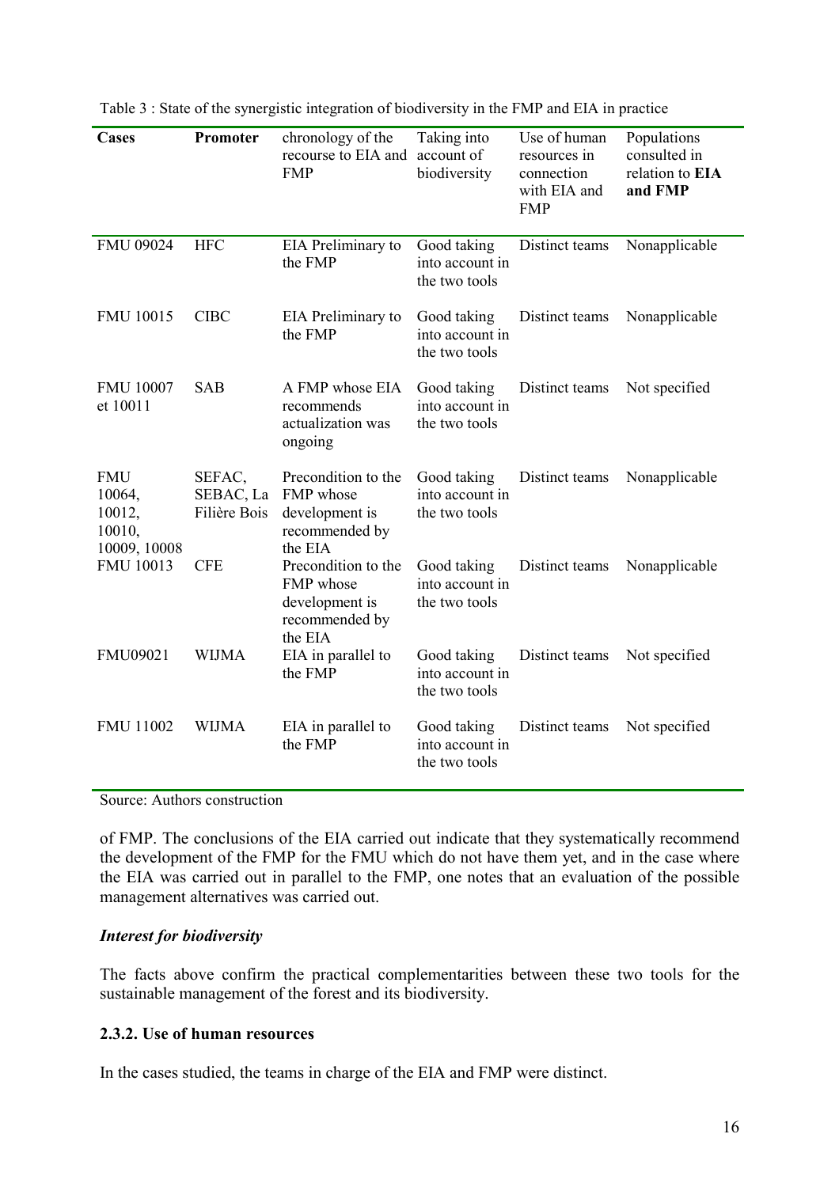Table 3 : State of the synergistic integration of biodiversity in the FMP and EIA in practice

| Cases | Promoter | chronology of the recourse to EIA and FMP | Taking into account of biodiversity | Use of human resources in connection with EIA and FMP | Populations consulted in relation to **EIA and FMP** |
|---|---|---|---|---|---|
| FMU 09024 | HFC | EIA Preliminary to the FMP | Good taking into account in the two tools | Distinct teams | Nonapplicable |
| FMU 10015 | CIBC | EIA Preliminary to the FMP | Good taking into account in the two tools | Distinct teams | Nonapplicable |
| FMU 10007 et 10011 | SAB | A FMP whose EIA recommends actualization was ongoing | Good taking into account in the two tools | Distinct teams | Not specified |
| FMU 10064, 10012, 10010, 10009, 10008 | SEFAC, SEBAC, La Filière Bois | Precondition to the FMP whose development is recommended by the EIA | Good taking into account in the two tools | Distinct teams | Nonapplicable |
| FMU 10013 | CFE | Precondition to the FMP whose development is recommended by the EIA | Good taking into account in the two tools | Distinct teams | Nonapplicable |
| FMU09021 | WIJMA | EIA in parallel to the FMP | Good taking into account in the two tools | Distinct teams | Not specified |
| FMU 11002 | WIJMA | EIA in parallel to the FMP | Good taking into account in the two tools | Distinct teams | Not specified |

Source: Authors construction

of FMP. The conclusions of the EIA carried out indicate that they systematically recommend the development of the FMP for the FMU which do not have them yet, and in the case where the EIA was carried out in parallel to the FMP, one notes that an evaluation of the possible management alternatives was carried out.

***Interest for biodiversity***

The facts above confirm the practical complementarities between these two tools for the sustainable management of the forest and its biodiversity.

### 2.3.2. Use of human resources

In the cases studied, the teams in charge of the EIA and FMP were distinct.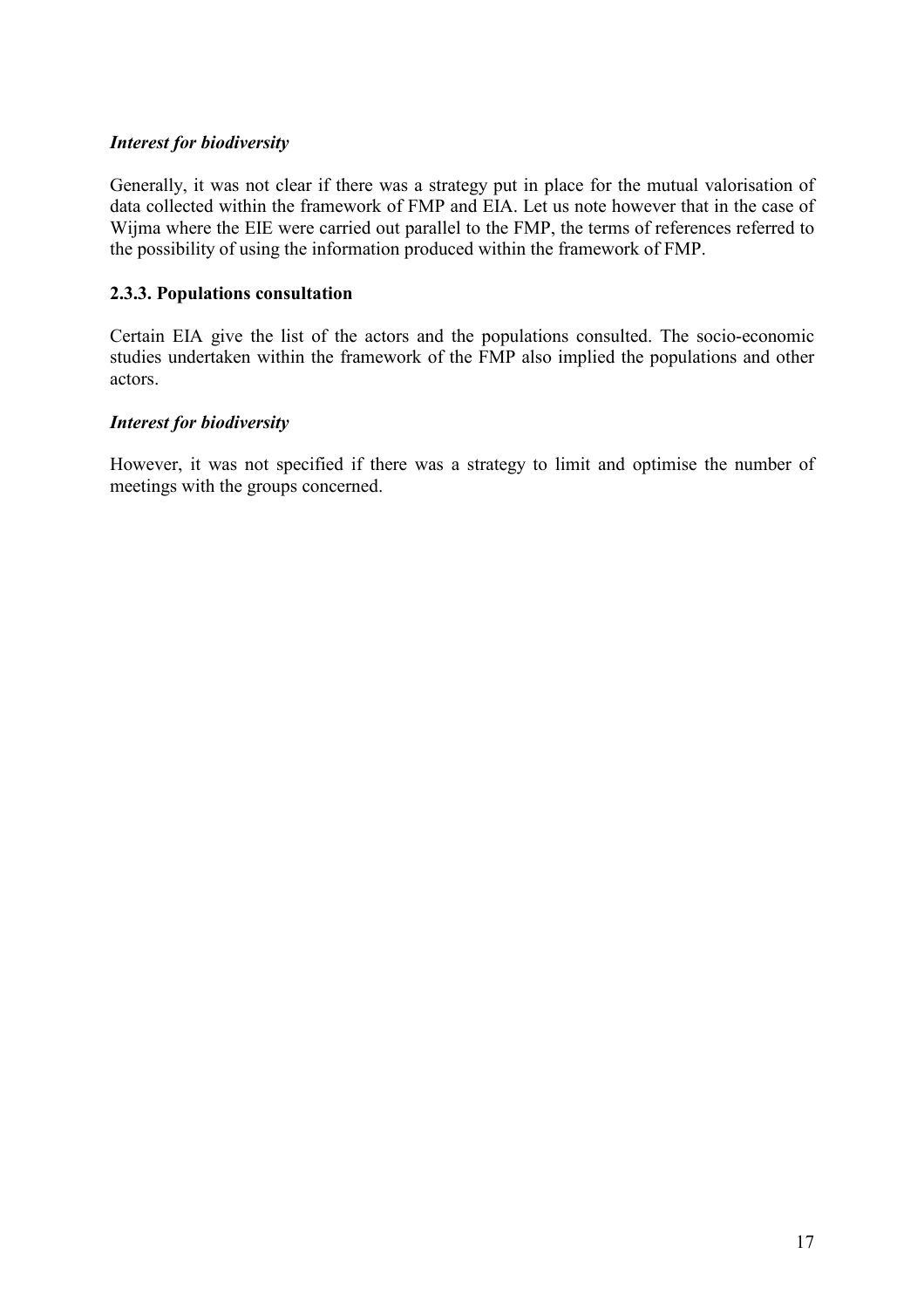***Interest for biodiversity***

Generally, it was not clear if there was a strategy put in place for the mutual valorisation of data collected within the framework of FMP and EIA. Let us note however that in the case of Wijma where the EIE were carried out parallel to the FMP, the terms of references referred to the possibility of using the information produced within the framework of FMP.

### 2.3.3. Populations consultation

Certain EIA give the list of the actors and the populations consulted. The socio-economic studies undertaken within the framework of the FMP also implied the populations and other actors.

***Interest for biodiversity***

However, it was not specified if there was a strategy to limit and optimise the number of meetings with the groups concerned.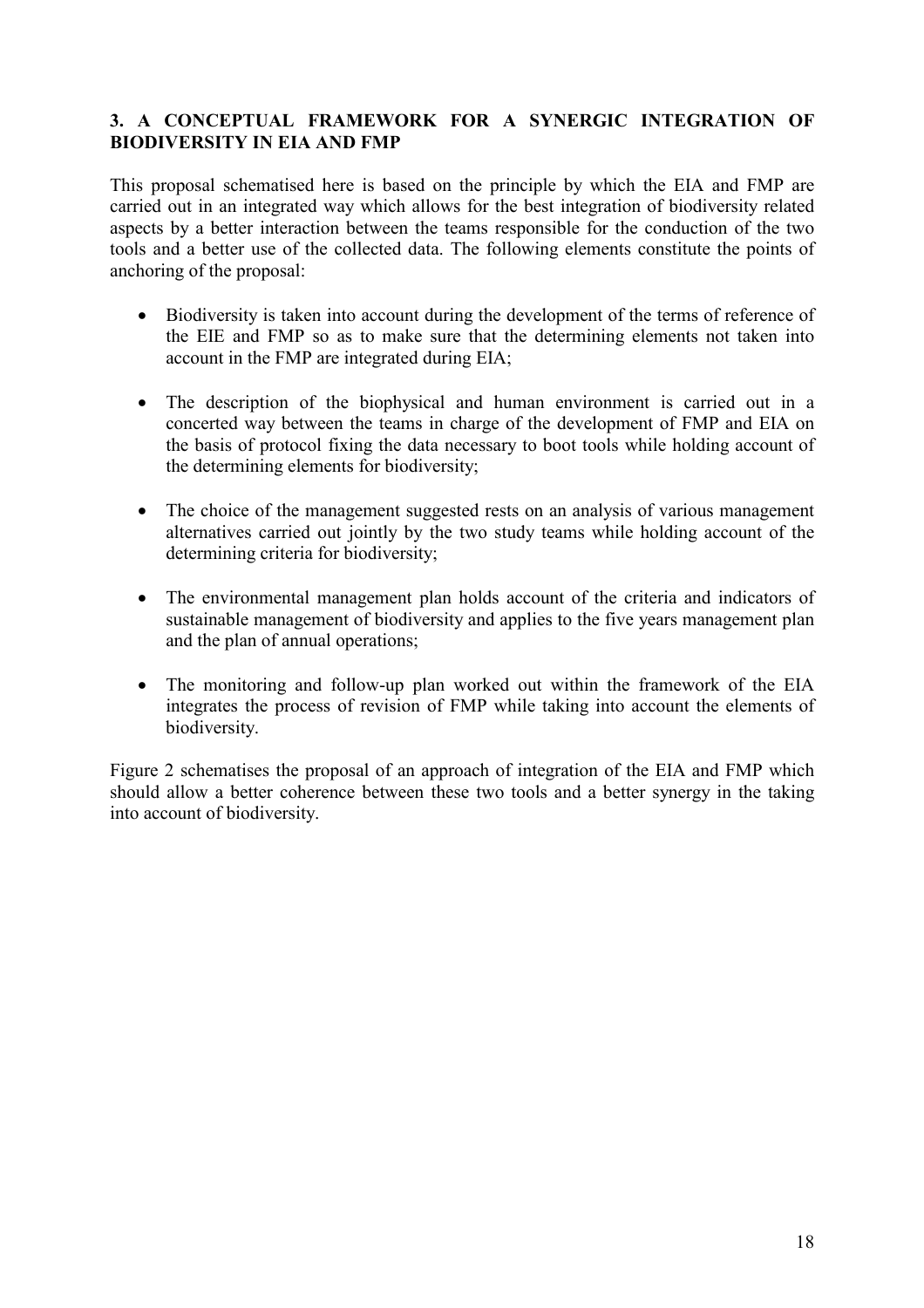## 3. A CONCEPTUAL FRAMEWORK FOR A SYNERGIC INTEGRATION OF BIODIVERSITY IN EIA AND FMP

This proposal schematised here is based on the principle by which the EIA and FMP are carried out in an integrated way which allows for the best integration of biodiversity related aspects by a better interaction between the teams responsible for the conduction of the two tools and a better use of the collected data. The following elements constitute the points of anchoring of the proposal:

- Biodiversity is taken into account during the development of the terms of reference of the EIE and FMP so as to make sure that the determining elements not taken into account in the FMP are integrated during EIA;

- The description of the biophysical and human environment is carried out in a concerted way between the teams in charge of the development of FMP and EIA on the basis of protocol fixing the data necessary to boot tools while holding account of the determining elements for biodiversity;

- The choice of the management suggested rests on an analysis of various management alternatives carried out jointly by the two study teams while holding account of the determining criteria for biodiversity;

- The environmental management plan holds account of the criteria and indicators of sustainable management of biodiversity and applies to the five years management plan and the plan of annual operations;

- The monitoring and follow-up plan worked out within the framework of the EIA integrates the process of revision of FMP while taking into account the elements of biodiversity.

Figure 2 schematises the proposal of an approach of integration of the EIA and FMP which should allow a better coherence between these two tools and a better synergy in the taking into account of biodiversity.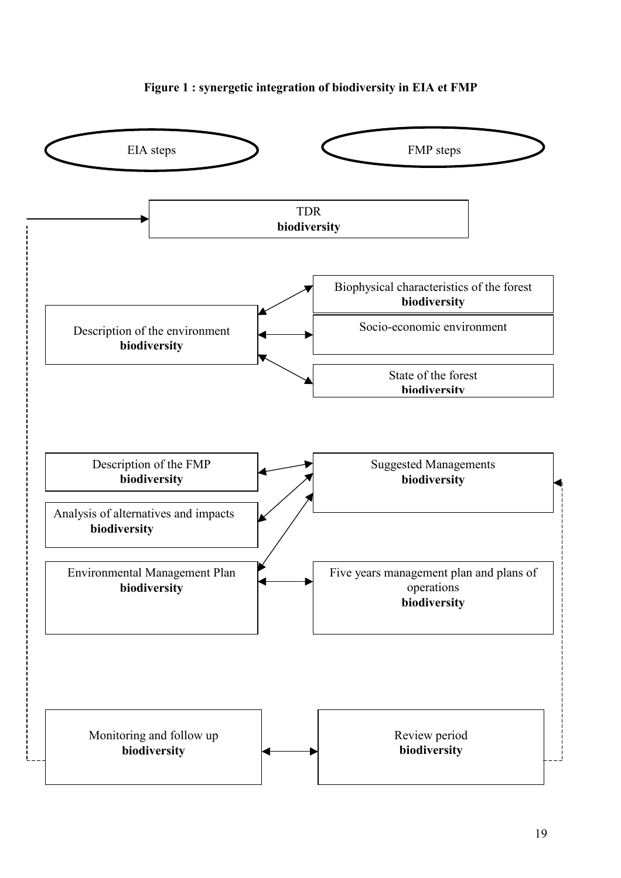**Figure 1 : synergetic integration of biodiversity in EIA et FMP**

EIA steps

FMP steps

TDR
**biodiversity**

Description of the environment
**biodiversity**

Biophysical characteristics of the forest
**biodiversity**

Socio-economic environment

State of the forest
**biodiversity**

Description of the FMP
**biodiversity**

Analysis of alternatives and impacts
**biodiversity**

Environmental Management Plan
**biodiversity**

Suggested Managements
**biodiversity**

Five years management plan and plans of operations
**biodiversity**

Monitoring and follow up
**biodiversity**

Review period
**biodiversity**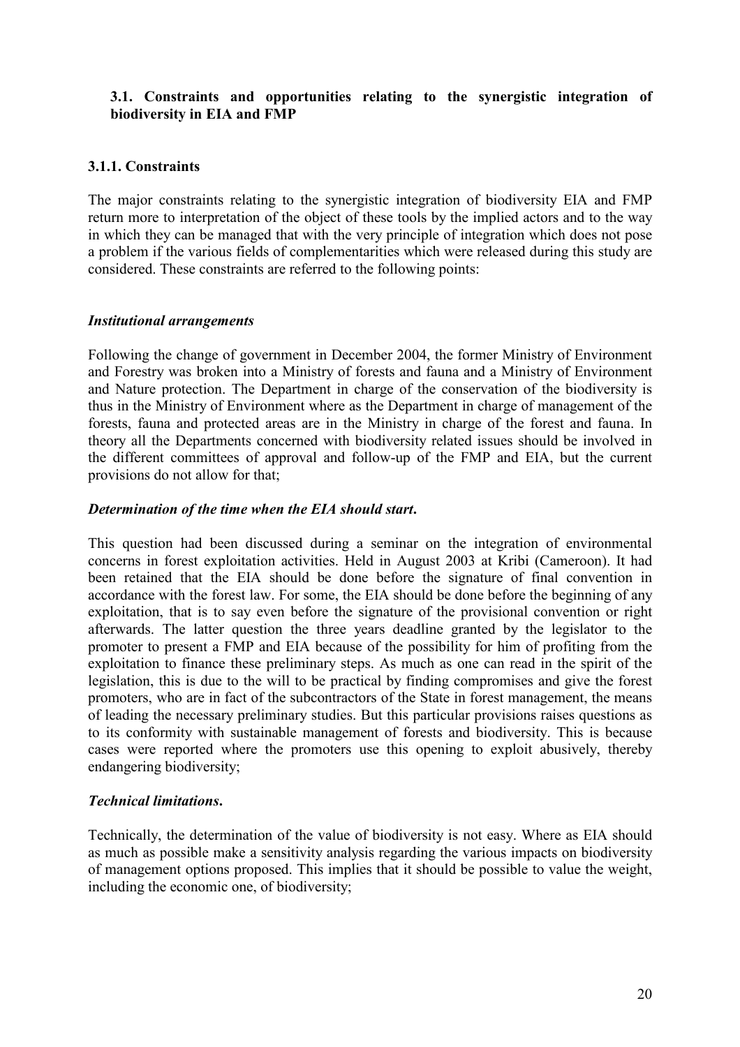### 3.1. Constraints and opportunities relating to the synergistic integration of biodiversity in EIA and FMP

#### 3.1.1. Constraints

The major constraints relating to the synergistic integration of biodiversity EIA and FMP return more to interpretation of the object of these tools by the implied actors and to the way in which they can be managed that with the very principle of integration which does not pose a problem if the various fields of complementarities which were released during this study are considered. These constraints are referred to the following points:

***Institutional arrangements***

Following the change of government in December 2004, the former Ministry of Environment and Forestry was broken into a Ministry of forests and fauna and a Ministry of Environment and Nature protection. The Department in charge of the conservation of the biodiversity is thus in the Ministry of Environment where as the Department in charge of management of the forests, fauna and protected areas are in the Ministry in charge of the forest and fauna. In theory all the Departments concerned with biodiversity related issues should be involved in the different committees of approval and follow-up of the FMP and EIA, but the current provisions do not allow for that;

***Determination of the time when the EIA should start.***

This question had been discussed during a seminar on the integration of environmental concerns in forest exploitation activities. Held in August 2003 at Kribi (Cameroon). It had been retained that the EIA should be done before the signature of final convention in accordance with the forest law. For some, the EIA should be done before the beginning of any exploitation, that is to say even before the signature of the provisional convention or right afterwards. The latter question the three years deadline granted by the legislator to the promoter to present a FMP and EIA because of the possibility for him of profiting from the exploitation to finance these preliminary steps. As much as one can read in the spirit of the legislation, this is due to the will to be practical by finding compromises and give the forest promoters, who are in fact of the subcontractors of the State in forest management, the means of leading the necessary preliminary studies. But this particular provisions raises questions as to its conformity with sustainable management of forests and biodiversity. This is because cases were reported where the promoters use this opening to exploit abusively, thereby endangering biodiversity;

***Technical limitations.***

Technically, the determination of the value of biodiversity is not easy. Where as EIA should as much as possible make a sensitivity analysis regarding the various impacts on biodiversity of management options proposed. This implies that it should be possible to value the weight, including the economic one, of biodiversity;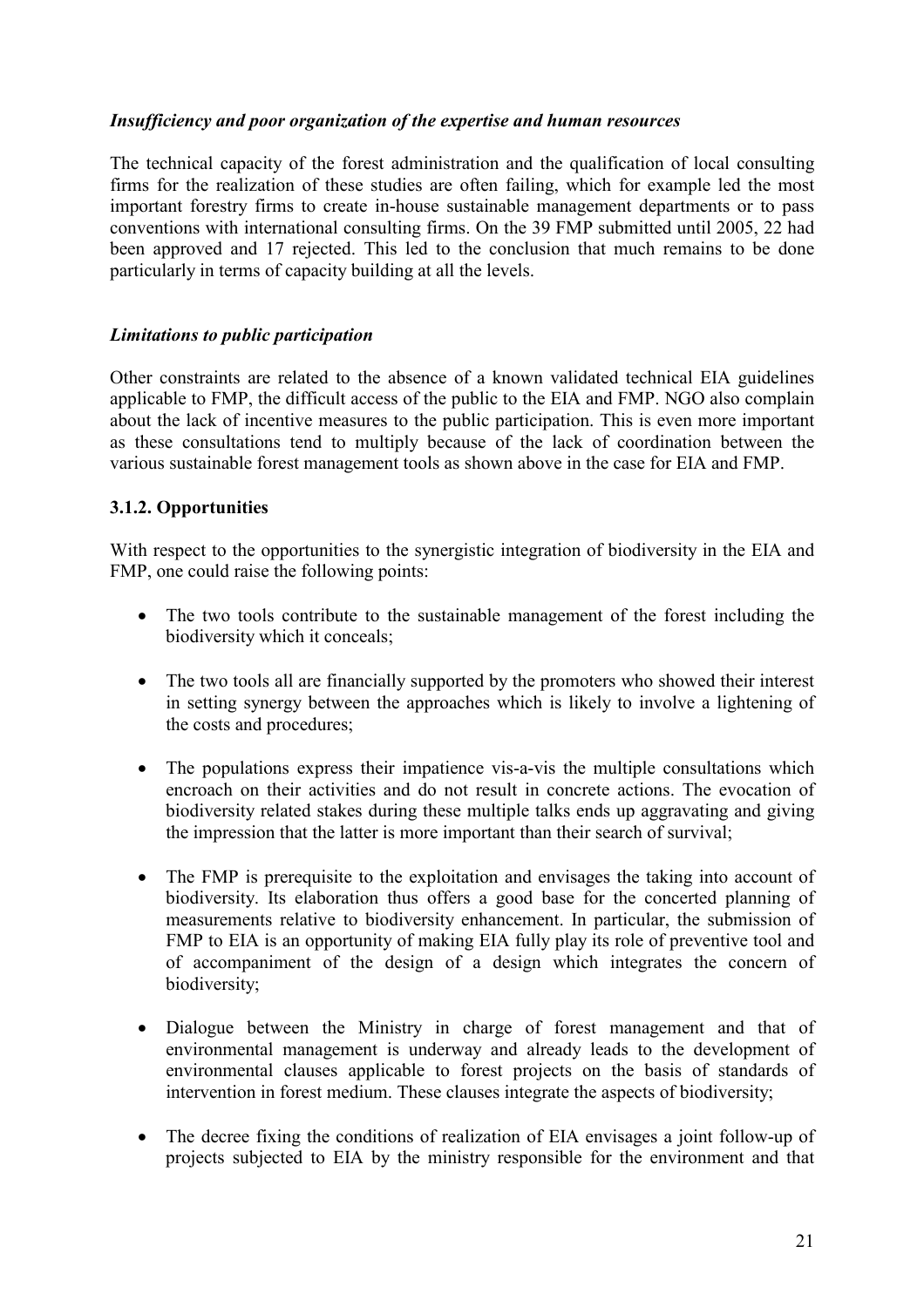*Insufficiency and poor organization of the expertise and human resources*

The technical capacity of the forest administration and the qualification of local consulting firms for the realization of these studies are often failing, which for example led the most important forestry firms to create in-house sustainable management departments or to pass conventions with international consulting firms. On the 39 FMP submitted until 2005, 22 had been approved and 17 rejected. This led to the conclusion that much remains to be done particularly in terms of capacity building at all the levels.

*Limitations to public participation*

Other constraints are related to the absence of a known validated technical EIA guidelines applicable to FMP, the difficult access of the public to the EIA and FMP. NGO also complain about the lack of incentive measures to the public participation. This is even more important as these consultations tend to multiply because of the lack of coordination between the various sustainable forest management tools as shown above in the case for EIA and FMP.

**3.1.2. Opportunities**

With respect to the opportunities to the synergistic integration of biodiversity in the EIA and FMP, one could raise the following points:

- The two tools contribute to the sustainable management of the forest including the biodiversity which it conceals;
- The two tools all are financially supported by the promoters who showed their interest in setting synergy between the approaches which is likely to involve a lightening of the costs and procedures;
- The populations express their impatience vis-a-vis the multiple consultations which encroach on their activities and do not result in concrete actions. The evocation of biodiversity related stakes during these multiple talks ends up aggravating and giving the impression that the latter is more important than their search of survival;
- The FMP is prerequisite to the exploitation and envisages the taking into account of biodiversity. Its elaboration thus offers a good base for the concerted planning of measurements relative to biodiversity enhancement. In particular, the submission of FMP to EIA is an opportunity of making EIA fully play its role of preventive tool and of accompaniment of the design of a design which integrates the concern of biodiversity;
- Dialogue between the Ministry in charge of forest management and that of environmental management is underway and already leads to the development of environmental clauses applicable to forest projects on the basis of standards of intervention in forest medium. These clauses integrate the aspects of biodiversity;
- The decree fixing the conditions of realization of EIA envisages a joint follow-up of projects subjected to EIA by the ministry responsible for the environment and that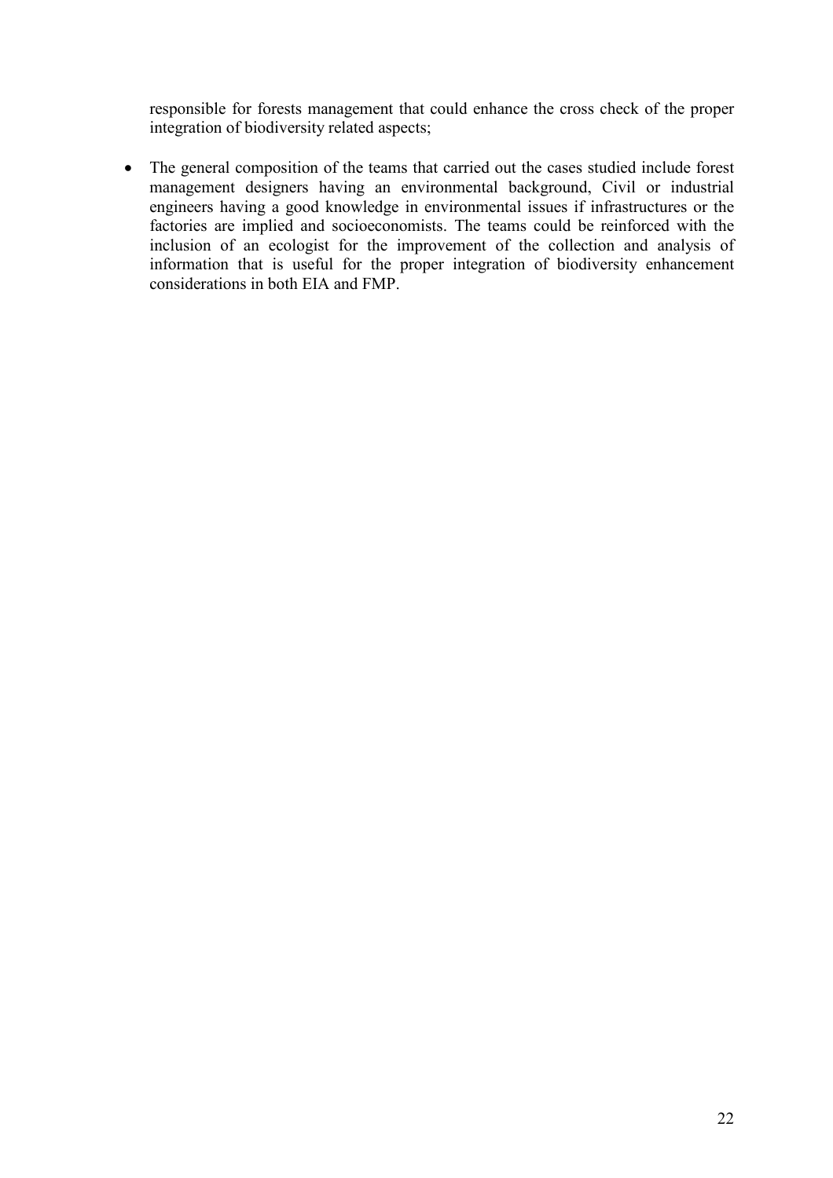responsible for forests management that could enhance the cross check of the proper integration of biodiversity related aspects;

- The general composition of the teams that carried out the cases studied include forest management designers having an environmental background, Civil or industrial engineers having a good knowledge in environmental issues if infrastructures or the factories are implied and socioeconomists. The teams could be reinforced with the inclusion of an ecologist for the improvement of the collection and analysis of information that is useful for the proper integration of biodiversity enhancement considerations in both EIA and FMP.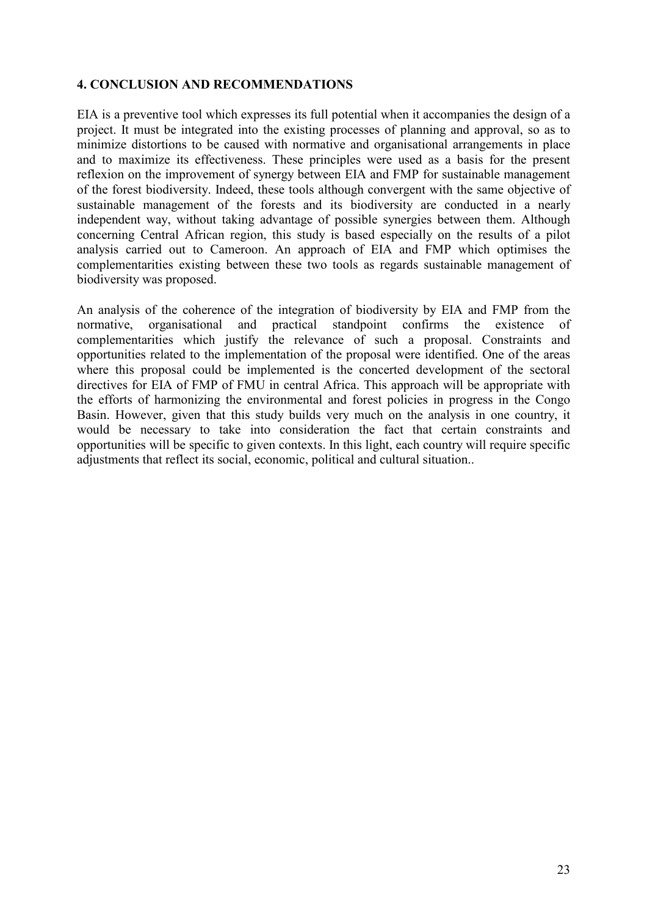## 4. CONCLUSION AND RECOMMENDATIONS

EIA is a preventive tool which expresses its full potential when it accompanies the design of a project. It must be integrated into the existing processes of planning and approval, so as to minimize distortions to be caused with normative and organisational arrangements in place and to maximize its effectiveness. These principles were used as a basis for the present reflexion on the improvement of synergy between EIA and FMP for sustainable management of the forest biodiversity. Indeed, these tools although convergent with the same objective of sustainable management of the forests and its biodiversity are conducted in a nearly independent way, without taking advantage of possible synergies between them. Although concerning Central African region, this study is based especially on the results of a pilot analysis carried out to Cameroon. An approach of EIA and FMP which optimises the complementarities existing between these two tools as regards sustainable management of biodiversity was proposed.

An analysis of the coherence of the integration of biodiversity by EIA and FMP from the normative, organisational and practical standpoint confirms the existence of complementarities which justify the relevance of such a proposal. Constraints and opportunities related to the implementation of the proposal were identified. One of the areas where this proposal could be implemented is the concerted development of the sectoral directives for EIA of FMP of FMU in central Africa. This approach will be appropriate with the efforts of harmonizing the environmental and forest policies in progress in the Congo Basin. However, given that this study builds very much on the analysis in one country, it would be necessary to take into consideration the fact that certain constraints and opportunities will be specific to given contexts. In this light, each country will require specific adjustments that reflect its social, economic, political and cultural situation..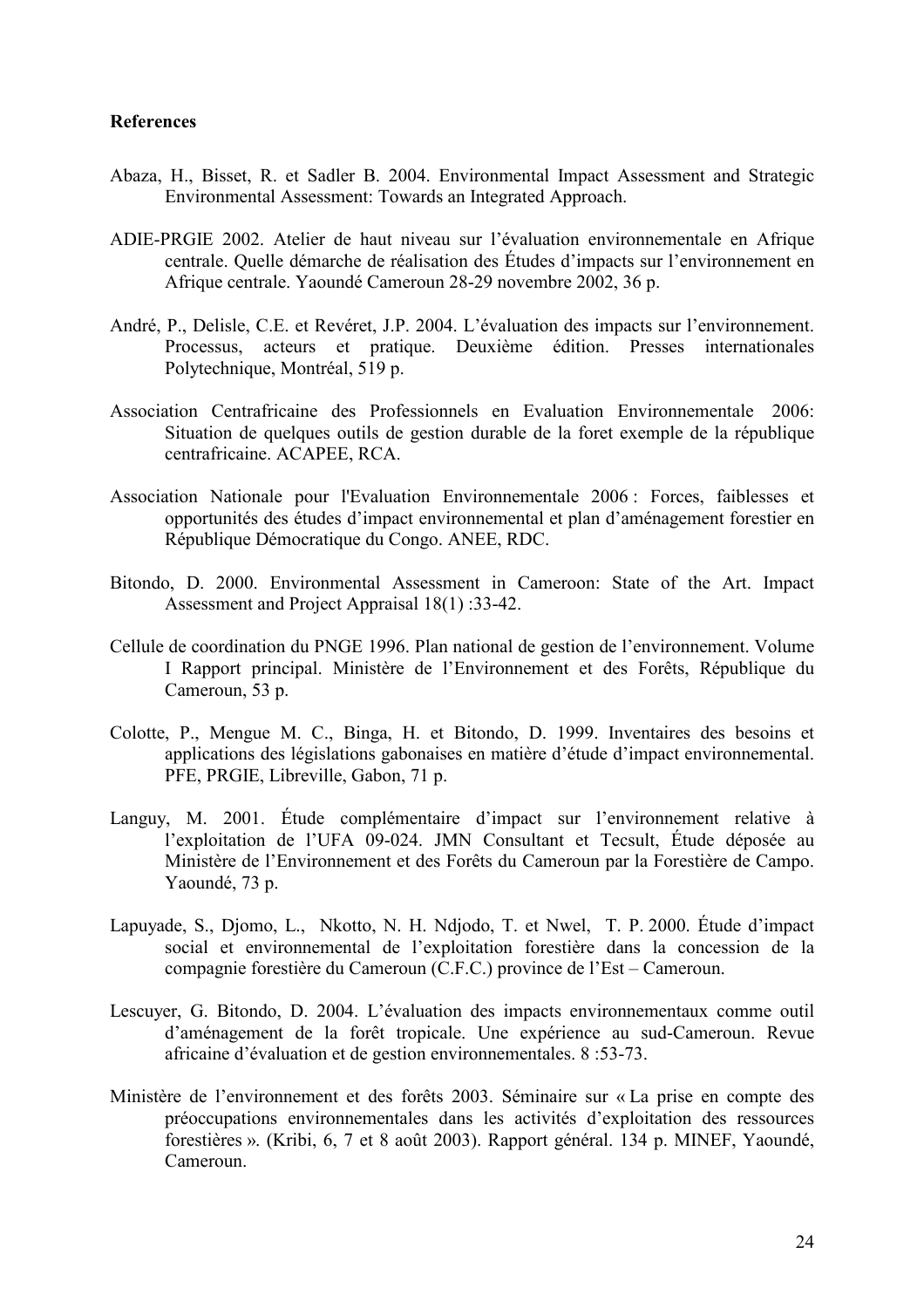**References**

Abaza, H., Bisset, R. et Sadler B. 2004. Environmental Impact Assessment and Strategic Environmental Assessment: Towards an Integrated Approach.

ADIE-PRGIE 2002. Atelier de haut niveau sur l'évaluation environnementale en Afrique centrale. Quelle démarche de réalisation des Études d'impacts sur l'environnement en Afrique centrale. Yaoundé Cameroun 28-29 novembre 2002, 36 p.

André, P., Delisle, C.E. et Revéret, J.P. 2004. L'évaluation des impacts sur l'environnement. Processus, acteurs et pratique. Deuxième édition. Presses internationales Polytechnique, Montréal, 519 p.

Association Centrafricaine des Professionnels en Evaluation Environnementale 2006: Situation de quelques outils de gestion durable de la foret exemple de la république centrafricaine. ACAPEE, RCA.

Association Nationale pour l'Evaluation Environnementale 2006 : Forces, faiblesses et opportunités des études d'impact environnemental et plan d'aménagement forestier en République Démocratique du Congo. ANEE, RDC.

Bitondo, D. 2000. Environmental Assessment in Cameroon: State of the Art. Impact Assessment and Project Appraisal 18(1) :33-42.

Cellule de coordination du PNGE 1996. Plan national de gestion de l'environnement. Volume I Rapport principal. Ministère de l'Environnement et des Forêts, République du Cameroun, 53 p.

Colotte, P., Mengue M. C., Binga, H. et Bitondo, D. 1999. Inventaires des besoins et applications des législations gabonaises en matière d'étude d'impact environnemental. PFE, PRGIE, Libreville, Gabon, 71 p.

Languy, M. 2001. Étude complémentaire d'impact sur l'environnement relative à l'exploitation de l'UFA 09-024. JMN Consultant et Tecsult, Étude déposée au Ministère de l'Environnement et des Forêts du Cameroun par la Forestière de Campo. Yaoundé, 73 p.

Lapuyade, S., Djomo, L., Nkotto, N. H. Ndjodo, T. et Nwel, T. P. 2000. Étude d'impact social et environnemental de l'exploitation forestière dans la concession de la compagnie forestière du Cameroun (C.F.C.) province de l'Est – Cameroun.

Lescuyer, G. Bitondo, D. 2004. L'évaluation des impacts environnementaux comme outil d'aménagement de la forêt tropicale. Une expérience au sud-Cameroun. Revue africaine d'évaluation et de gestion environnementales. 8 :53-73.

Ministère de l'environnement et des forêts 2003. Séminaire sur « La prise en compte des préoccupations environnementales dans les activités d'exploitation des ressources forestières ». (Kribi, 6, 7 et 8 août 2003). Rapport général. 134 p. MINEF, Yaoundé, Cameroun.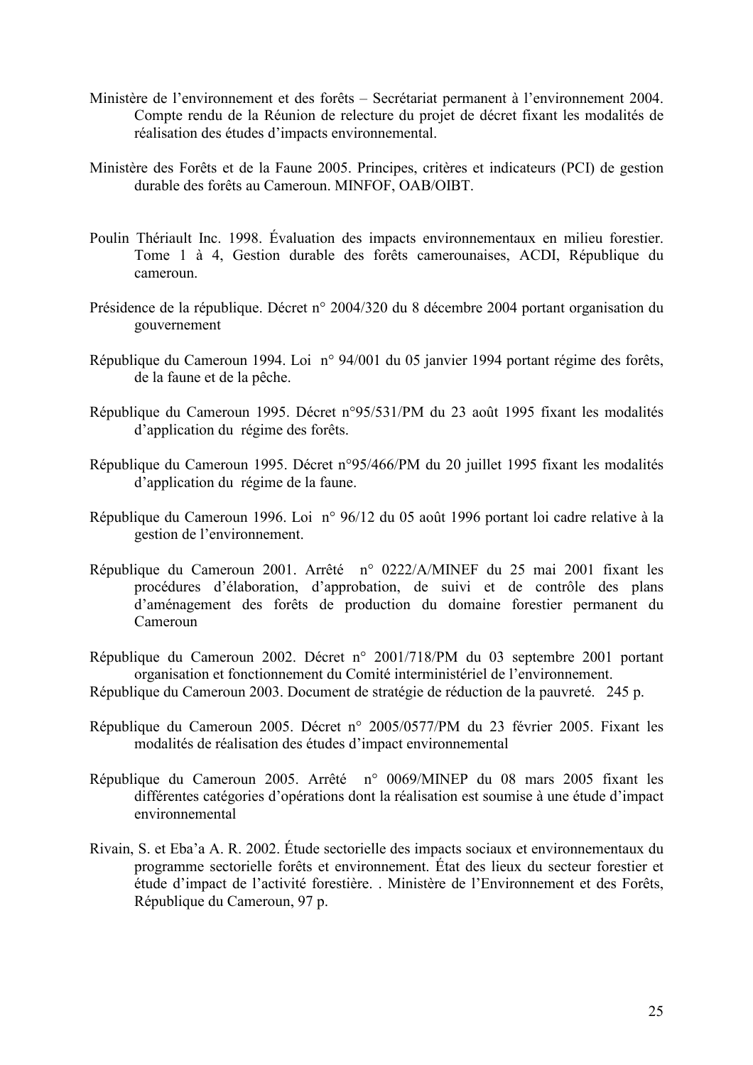Ministère de l'environnement et des forêts – Secrétariat permanent à l'environnement 2004. Compte rendu de la Réunion de relecture du projet de décret fixant les modalités de réalisation des études d'impacts environnemental.

Ministère des Forêts et de la Faune 2005. Principes, critères et indicateurs (PCI) de gestion durable des forêts au Cameroun. MINFOF, OAB/OIBT.

Poulin Thériault Inc. 1998. Évaluation des impacts environnementaux en milieu forestier. Tome 1 à 4, Gestion durable des forêts camerounaises, ACDI, République du cameroun.

Présidence de la république. Décret n° 2004/320 du 8 décembre 2004 portant organisation du gouvernement

République du Cameroun 1994. Loi n° 94/001 du 05 janvier 1994 portant régime des forêts, de la faune et de la pêche.

République du Cameroun 1995. Décret n°95/531/PM du 23 août 1995 fixant les modalités d'application du régime des forêts.

République du Cameroun 1995. Décret n°95/466/PM du 20 juillet 1995 fixant les modalités d'application du régime de la faune.

République du Cameroun 1996. Loi n° 96/12 du 05 août 1996 portant loi cadre relative à la gestion de l'environnement.

République du Cameroun 2001. Arrêté n° 0222/A/MINEF du 25 mai 2001 fixant les procédures d'élaboration, d'approbation, de suivi et de contrôle des plans d'aménagement des forêts de production du domaine forestier permanent du Cameroun

République du Cameroun 2002. Décret n° 2001/718/PM du 03 septembre 2001 portant organisation et fonctionnement du Comité interministériel de l'environnement.

République du Cameroun 2003. Document de stratégie de réduction de la pauvreté. 245 p.

République du Cameroun 2005. Décret n° 2005/0577/PM du 23 février 2005. Fixant les modalités de réalisation des études d'impact environnemental

République du Cameroun 2005. Arrêté n° 0069/MINEP du 08 mars 2005 fixant les différentes catégories d'opérations dont la réalisation est soumise à une étude d'impact environnemental

Rivain, S. et Eba'a A. R. 2002. Étude sectorielle des impacts sociaux et environnementaux du programme sectorielle forêts et environnement. État des lieux du secteur forestier et étude d'impact de l'activité forestière. . Ministère de l'Environnement et des Forêts, République du Cameroun, 97 p.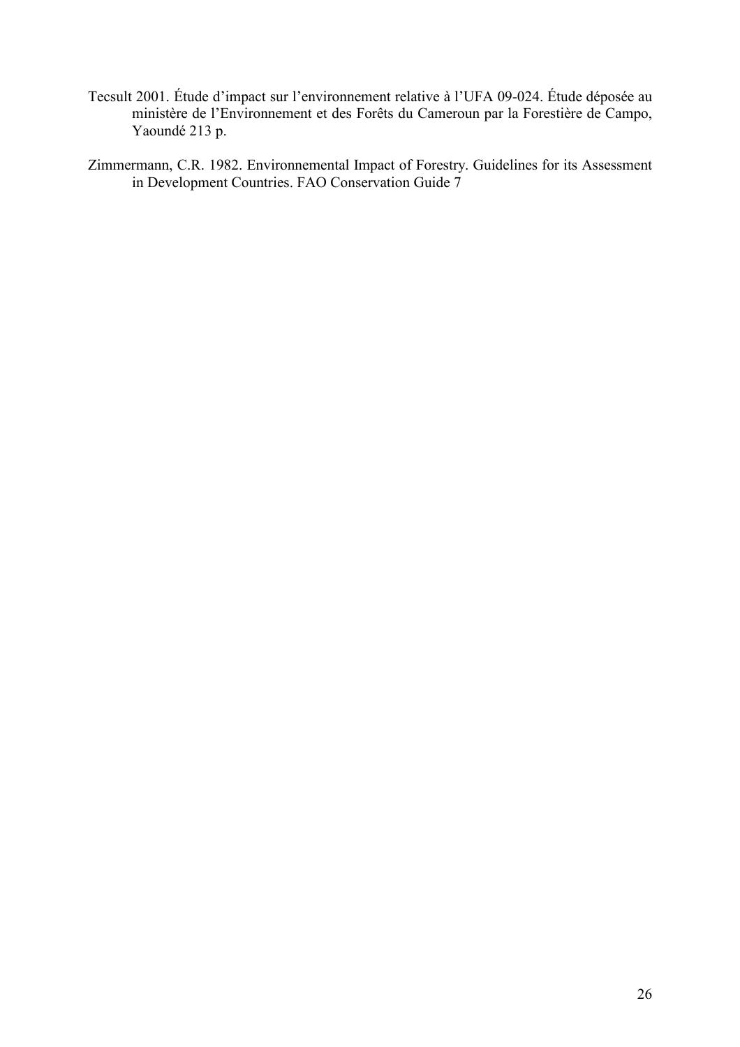Tecsult 2001. Étude d'impact sur l'environnement relative à l'UFA 09-024. Étude déposée au ministère de l'Environnement et des Forêts du Cameroun par la Forestière de Campo, Yaoundé 213 p.

Zimmermann, C.R. 1982. Environnemental Impact of Forestry. Guidelines for its Assessment in Development Countries. FAO Conservation Guide 7